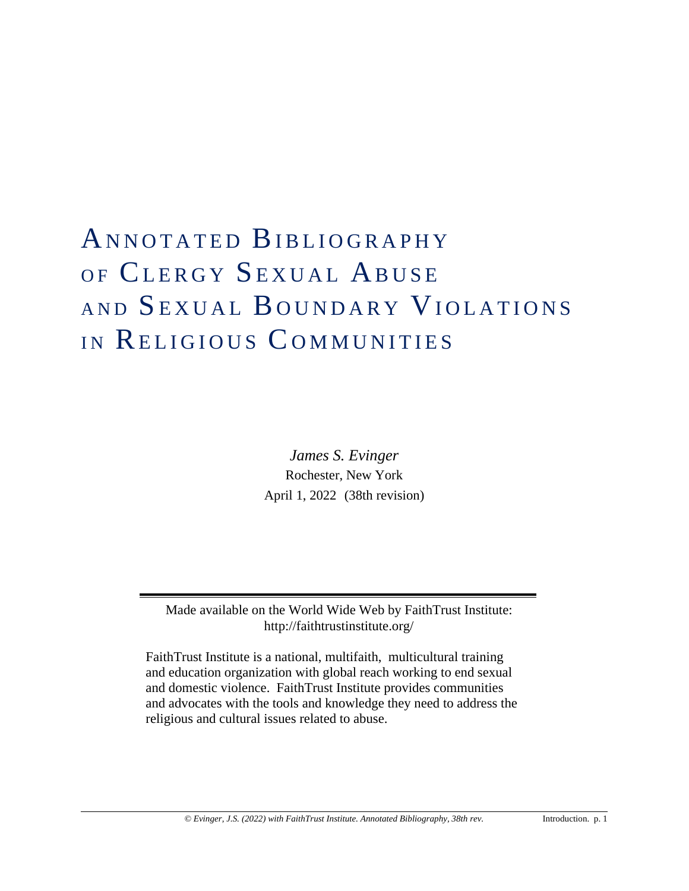# Annotated Bibliography of Clergy Sexual Abuse and Sexual Boundary Violations in Religious Communities

*James S. Evinger*

Rochester, New York

April 1, 2022 (38th revision)

---

Made available on the World Wide Web by FaithTrust Institute: http://faithtrustinstitute.org/

FaithTrust Institute is a national, multifaith, multicultural training and education organization with global reach working to end sexual and domestic violence. FaithTrust Institute provides communities and advocates with the tools and knowledge they need to address the religious and cultural issues related to abuse.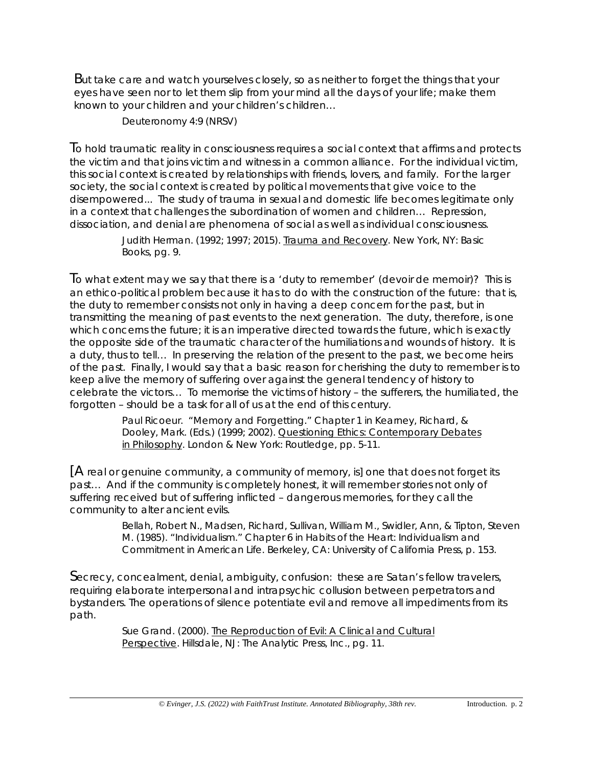But take care and watch yourselves closely, so as neither to forget the things that your eyes have seen nor to let them slip from your mind all the days of your life; make them known to your children and your children's children…

> Deuteronomy 4:9 (NRSV)

To hold traumatic reality in consciousness requires a social context that affirms and protects the victim and that joins victim and witness in a common alliance. For the individual victim, this social context is created by relationships with friends, lovers, and family. For the larger society, the social context is created by political movements that give voice to the disempowered... The study of trauma in sexual and domestic life becomes legitimate only in a context that challenges the subordination of women and children… Repression, dissociation, and denial are phenomena of social as well as individual consciousness.

> Judith Herman. (1992; 1997; 2015). Trauma and Recovery. New York, NY: Basic Books, pg. 9.

To what extent may we say that there is a 'duty to remember' (devoir de memoir)? This is an ethico-political problem because it has to do with the construction of the future: that is, the duty to remember consists not only in having a deep concern for the past, but in transmitting the meaning of past events to the next generation. The duty, therefore, is one which concerns the future; it is an imperative directed towards the future, which is exactly the opposite side of the traumatic character of the humiliations and wounds of history. It is a duty, thus to tell… In preserving the relation of the present to the past, we become heirs of the past. Finally, I would say that a basic reason for cherishing the duty to remember is to keep alive the memory of suffering over against the general tendency of history to celebrate the victors… To memorise the victims of history – the sufferers, the humiliated, the forgotten – should be a task for all of us at the end of this century.

> Paul Ricoeur. "Memory and Forgetting." Chapter 1 in Kearney, Richard, & Dooley, Mark. (Eds.) (1999; 2002). Questioning Ethics: Contemporary Debates in Philosophy. London & New York: Routledge, pp. 5-11.

[A real or genuine community, a community of memory, is] one that does not forget its past… And if the community is completely honest, it will remember stories not only of suffering received but of suffering inflicted – dangerous memories, for they call the community to alter ancient evils.

> Bellah, Robert N., Madsen, Richard, Sullivan, William M., Swidler, Ann, & Tipton, Steven M. (1985). "Individualism." Chapter 6 in Habits of the Heart: Individualism and Commitment in American Life. Berkeley, CA: University of California Press, p. 153.

Secrecy, concealment, denial, ambiguity, confusion: these are Satan's fellow travelers, requiring elaborate interpersonal and intrapsychic collusion between perpetrators and bystanders. The operations of silence potentiate evil and remove all impediments from its path.

> Sue Grand. (2000). The Reproduction of Evil: A Clinical and Cultural Perspective. Hillsdale, NJ: The Analytic Press, Inc., pg. 11.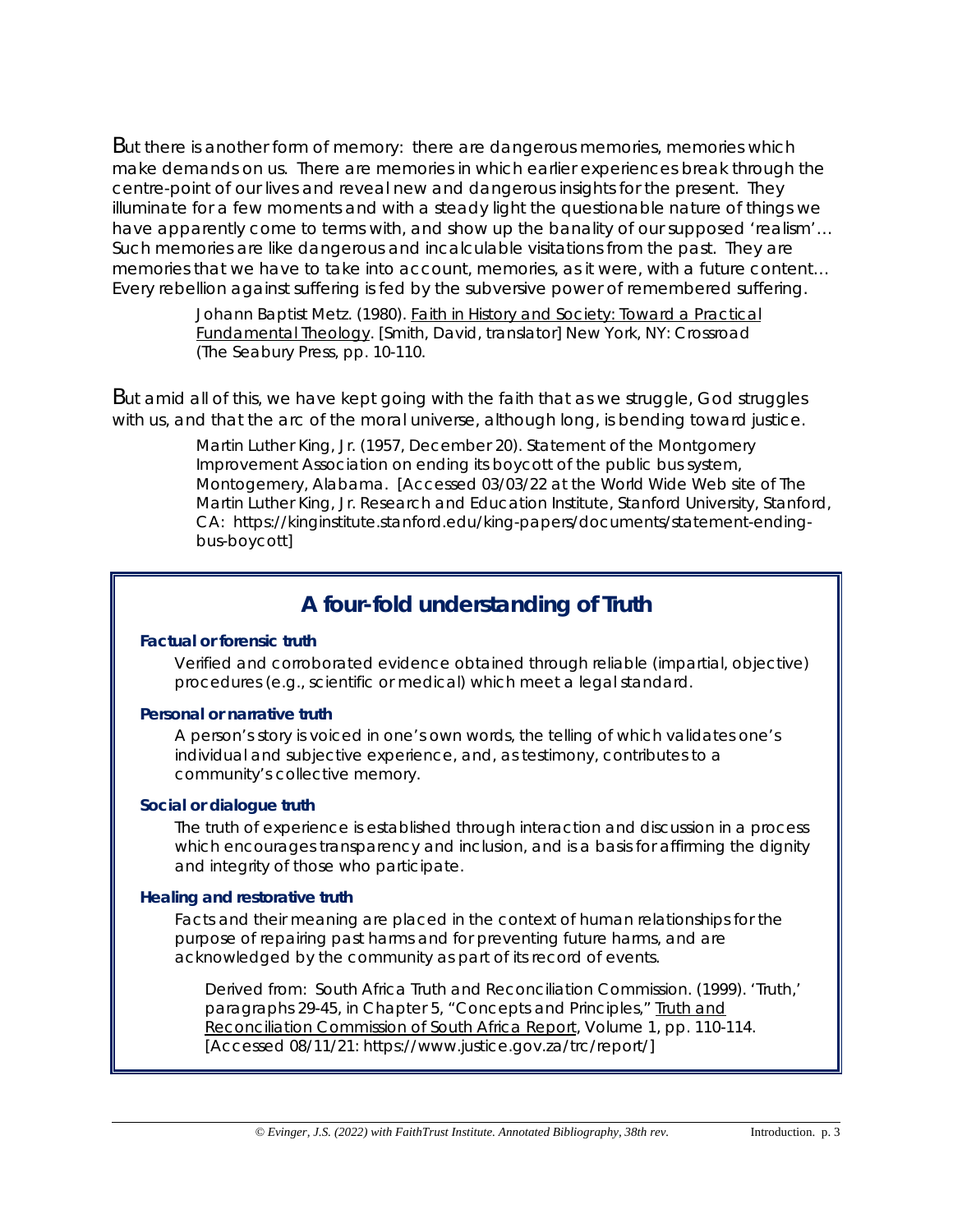But there is another form of memory: there are dangerous memories, memories which make demands on us. There are memories in which earlier experiences break through the centre-point of our lives and reveal new and dangerous insights for the present. They illuminate for a few moments and with a steady light the questionable nature of things we have apparently come to terms with, and show up the banality of our supposed 'realism'… Such memories are like dangerous and incalculable visitations from the past. They are memories that we have to take into account, memories, as it were, with a future content… Every rebellion against suffering is fed by the subversive power of remembered suffering.

> Johann Baptist Metz. (1980). Faith in History and Society: Toward a Practical Fundamental Theology. [Smith, David, translator] New York, NY: Crossroad (The Seabury Press, pp. 10-110.

But amid all of this, we have kept going with the faith that as we struggle, God struggles with us, and that the arc of the moral universe, although long, is bending toward justice.

> Martin Luther King, Jr. (1957, December 20). Statement of the Montgomery Improvement Association on ending its boycott of the public bus system, Montogemery, Alabama. [Accessed 03/03/22 at the World Wide Web site of The Martin Luther King, Jr. Research and Education Institute, Stanford University, Stanford, CA: https://kinginstitute.stanford.edu/king-papers/documents/statement-ending-bus-boycott]

## A four-fold understanding of Truth

**Factual or forensic truth**

Verified and corroborated evidence obtained through reliable (impartial, objective) procedures (e.g., scientific or medical) which meet a legal standard.

**Personal or narrative truth**

A person's story is voiced in one's own words, the telling of which validates one's individual and subjective experience, and, as testimony, contributes to a community's collective memory.

**Social or dialogue truth**

The truth of experience is established through interaction and discussion in a process which encourages transparency and inclusion, and is a basis for affirming the dignity and integrity of those who participate.

**Healing and restorative truth**

Facts and their meaning are placed in the context of human relationships for the purpose of repairing past harms and for preventing future harms, and are acknowledged by the community as part of its record of events.

> Derived from: South Africa Truth and Reconciliation Commission. (1999). 'Truth,' paragraphs 29-45, in Chapter 5, "Concepts and Principles," Truth and Reconciliation Commission of South Africa Report, Volume 1, pp. 110-114. [Accessed 08/11/21: https://www.justice.gov.za/trc/report/]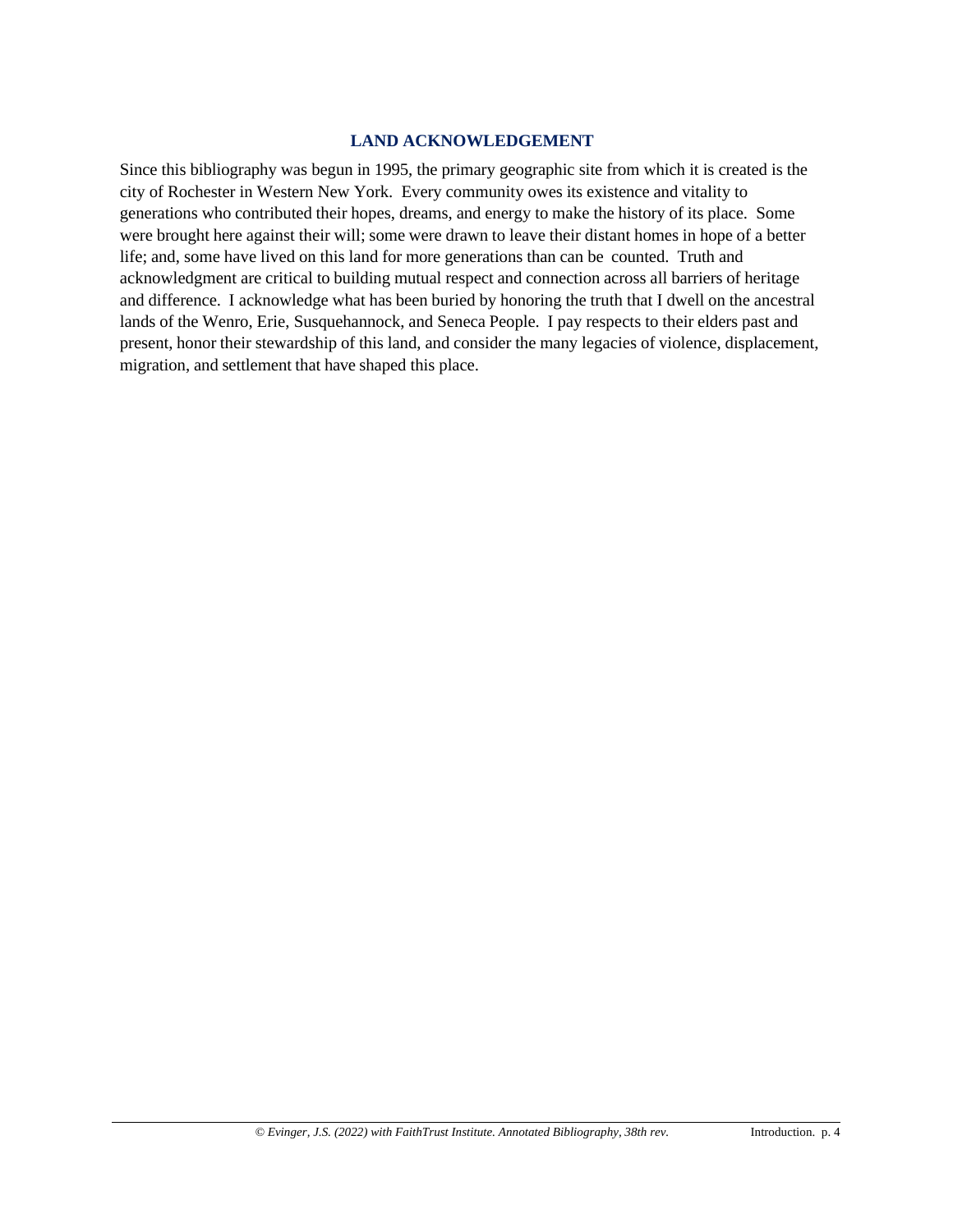## LAND ACKNOWLEDGEMENT

Since this bibliography was begun in 1995, the primary geographic site from which it is created is the city of Rochester in Western New York. Every community owes its existence and vitality to generations who contributed their hopes, dreams, and energy to make the history of its place. Some were brought here against their will; some were drawn to leave their distant homes in hope of a better life; and, some have lived on this land for more generations than can be counted. Truth and acknowledgment are critical to building mutual respect and connection across all barriers of heritage and difference. I acknowledge what has been buried by honoring the truth that I dwell on the ancestral lands of the Wenro, Erie, Susquehannock, and Seneca People. I pay respects to their elders past and present, honor their stewardship of this land, and consider the many legacies of violence, displacement, migration, and settlement that have shaped this place.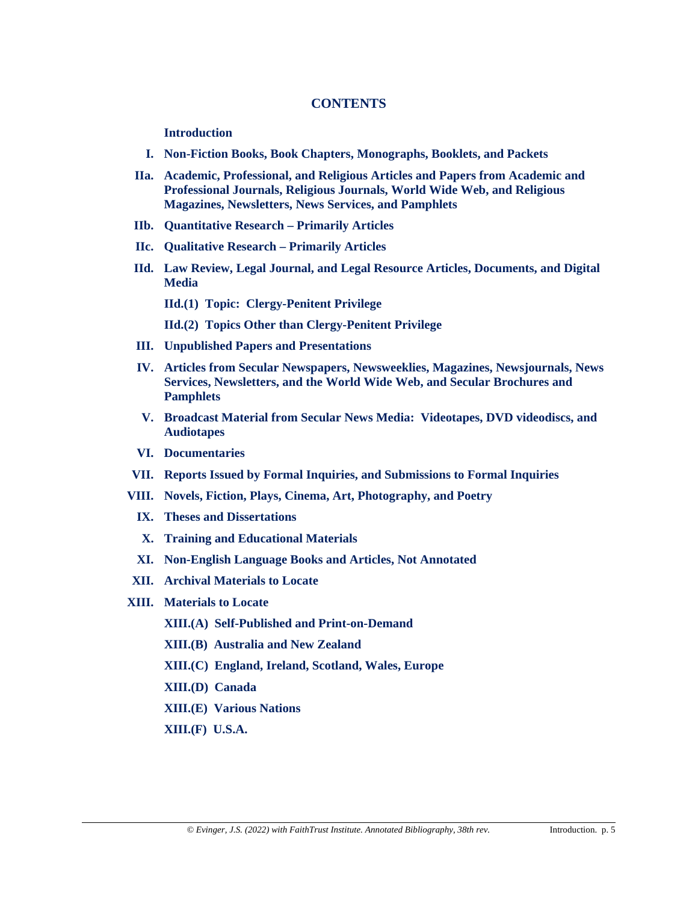# CONTENTS

**Introduction**

**I. Non-Fiction Books, Book Chapters, Monographs, Booklets, and Packets**

**IIa. Academic, Professional, and Religious Articles and Papers from Academic and Professional Journals, Religious Journals, World Wide Web, and Religious Magazines, Newsletters, News Services, and Pamphlets**

**IIb. Quantitative Research – Primarily Articles**

**IIc. Qualitative Research – Primarily Articles**

**IId. Law Review, Legal Journal, and Legal Resource Articles, Documents, and Digital Media**

**IId.(1) Topic: Clergy-Penitent Privilege**

**IId.(2) Topics Other than Clergy-Penitent Privilege**

**III. Unpublished Papers and Presentations**

**IV. Articles from Secular Newspapers, Newsweeklies, Magazines, Newsjournals, News Services, Newsletters, and the World Wide Web, and Secular Brochures and Pamphlets**

**V. Broadcast Material from Secular News Media: Videotapes, DVD videodiscs, and Audiotapes**

**VI. Documentaries**

**VII. Reports Issued by Formal Inquiries, and Submissions to Formal Inquiries**

**VIII. Novels, Fiction, Plays, Cinema, Art, Photography, and Poetry**

**IX. Theses and Dissertations**

**X. Training and Educational Materials**

**XI. Non-English Language Books and Articles, Not Annotated**

**XII. Archival Materials to Locate**

**XIII. Materials to Locate**

**XIII.(A) Self-Published and Print-on-Demand**

**XIII.(B) Australia and New Zealand**

**XIII.(C) England, Ireland, Scotland, Wales, Europe**

**XIII.(D) Canada**

**XIII.(E) Various Nations**

**XIII.(F) U.S.A.**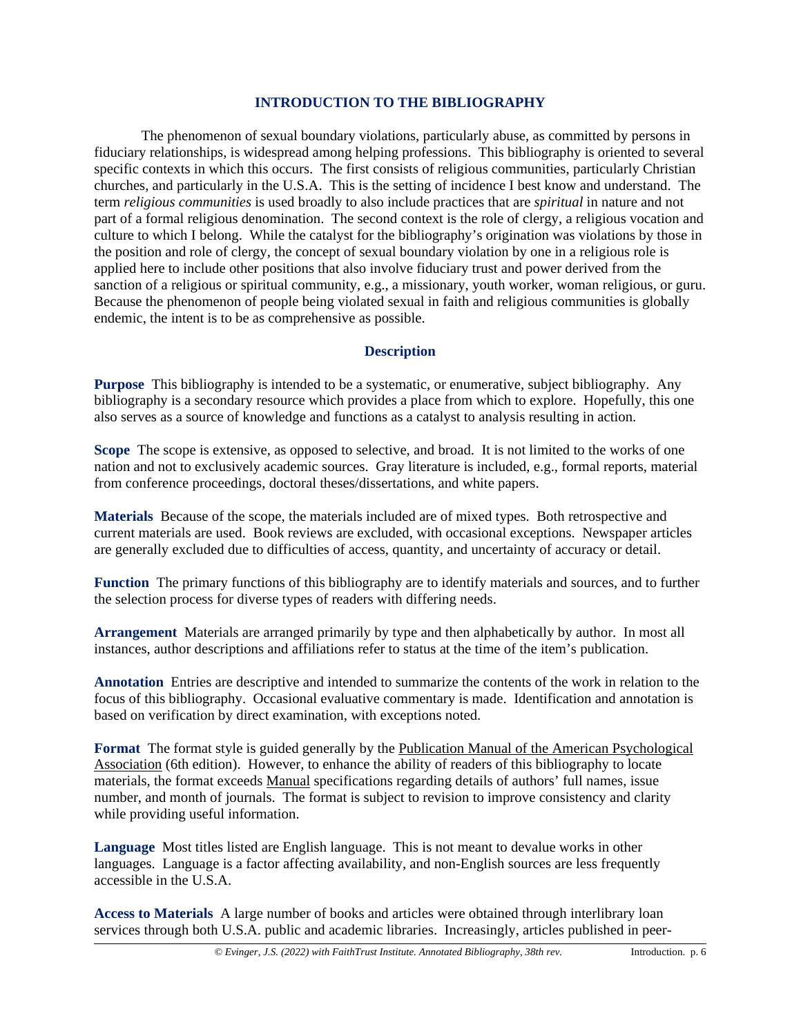## INTRODUCTION TO THE BIBLIOGRAPHY

The phenomenon of sexual boundary violations, particularly abuse, as committed by persons in fiduciary relationships, is widespread among helping professions. This bibliography is oriented to several specific contexts in which this occurs. The first consists of religious communities, particularly Christian churches, and particularly in the U.S.A. This is the setting of incidence I best know and understand. The term *religious communities* is used broadly to also include practices that are *spiritual* in nature and not part of a formal religious denomination. The second context is the role of clergy, a religious vocation and culture to which I belong. While the catalyst for the bibliography's origination was violations by those in the position and role of clergy, the concept of sexual boundary violation by one in a religious role is applied here to include other positions that also involve fiduciary trust and power derived from the sanction of a religious or spiritual community, e.g., a missionary, youth worker, woman religious, or guru. Because the phenomenon of people being violated sexual in faith and religious communities is globally endemic, the intent is to be as comprehensive as possible.

### Description

**Purpose** This bibliography is intended to be a systematic, or enumerative, subject bibliography. Any bibliography is a secondary resource which provides a place from which to explore. Hopefully, this one also serves as a source of knowledge and functions as a catalyst to analysis resulting in action.

**Scope** The scope is extensive, as opposed to selective, and broad. It is not limited to the works of one nation and not to exclusively academic sources. Gray literature is included, e.g., formal reports, material from conference proceedings, doctoral theses/dissertations, and white papers.

**Materials** Because of the scope, the materials included are of mixed types. Both retrospective and current materials are used. Book reviews are excluded, with occasional exceptions. Newspaper articles are generally excluded due to difficulties of access, quantity, and uncertainty of accuracy or detail.

**Function** The primary functions of this bibliography are to identify materials and sources, and to further the selection process for diverse types of readers with differing needs.

**Arrangement** Materials are arranged primarily by type and then alphabetically by author. In most all instances, author descriptions and affiliations refer to status at the time of the item's publication.

**Annotation** Entries are descriptive and intended to summarize the contents of the work in relation to the focus of this bibliography. Occasional evaluative commentary is made. Identification and annotation is based on verification by direct examination, with exceptions noted.

**Format** The format style is guided generally by the Publication Manual of the American Psychological Association (6th edition). However, to enhance the ability of readers of this bibliography to locate materials, the format exceeds Manual specifications regarding details of authors' full names, issue number, and month of journals. The format is subject to revision to improve consistency and clarity while providing useful information.

**Language** Most titles listed are English language. This is not meant to devalue works in other languages. Language is a factor affecting availability, and non-English sources are less frequently accessible in the U.S.A.

**Access to Materials** A large number of books and articles were obtained through interlibrary loan services through both U.S.A. public and academic libraries. Increasingly, articles published in peer-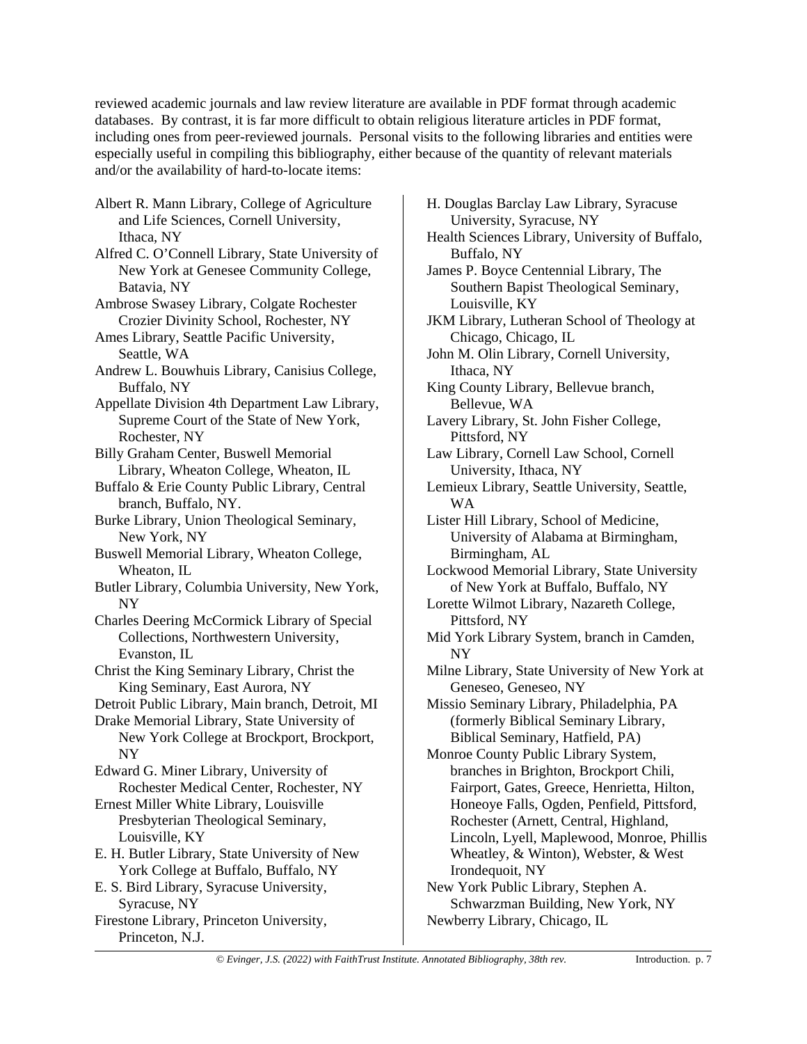reviewed academic journals and law review literature are available in PDF format through academic databases. By contrast, it is far more difficult to obtain religious literature articles in PDF format, including ones from peer-reviewed journals. Personal visits to the following libraries and entities were especially useful in compiling this bibliography, either because of the quantity of relevant materials and/or the availability of hard-to-locate items:

- Albert R. Mann Library, College of Agriculture and Life Sciences, Cornell University, Ithaca, NY
- Alfred C. O'Connell Library, State University of New York at Genesee Community College, Batavia, NY
- Ambrose Swasey Library, Colgate Rochester Crozier Divinity School, Rochester, NY
- Ames Library, Seattle Pacific University, Seattle, WA
- Andrew L. Bouwhuis Library, Canisius College, Buffalo, NY
- Appellate Division 4th Department Law Library, Supreme Court of the State of New York, Rochester, NY
- Billy Graham Center, Buswell Memorial Library, Wheaton College, Wheaton, IL
- Buffalo & Erie County Public Library, Central branch, Buffalo, NY.
- Burke Library, Union Theological Seminary, New York, NY
- Buswell Memorial Library, Wheaton College, Wheaton, IL
- Butler Library, Columbia University, New York, NY
- Charles Deering McCormick Library of Special Collections, Northwestern University, Evanston, IL
- Christ the King Seminary Library, Christ the King Seminary, East Aurora, NY
- Detroit Public Library, Main branch, Detroit, MI
- Drake Memorial Library, State University of New York College at Brockport, Brockport, NY
- Edward G. Miner Library, University of Rochester Medical Center, Rochester, NY
- Ernest Miller White Library, Louisville Presbyterian Theological Seminary, Louisville, KY
- E. H. Butler Library, State University of New York College at Buffalo, Buffalo, NY
- E. S. Bird Library, Syracuse University, Syracuse, NY
- Firestone Library, Princeton University, Princeton, N.J.
- H. Douglas Barclay Law Library, Syracuse University, Syracuse, NY
- Health Sciences Library, University of Buffalo, Buffalo, NY
- James P. Boyce Centennial Library, The Southern Bapist Theological Seminary, Louisville, KY
- JKM Library, Lutheran School of Theology at Chicago, Chicago, IL
- John M. Olin Library, Cornell University, Ithaca, NY
- King County Library, Bellevue branch, Bellevue, WA
- Lavery Library, St. John Fisher College, Pittsford, NY
- Law Library, Cornell Law School, Cornell University, Ithaca, NY
- Lemieux Library, Seattle University, Seattle, WA
- Lister Hill Library, School of Medicine, University of Alabama at Birmingham, Birmingham, AL
- Lockwood Memorial Library, State University of New York at Buffalo, Buffalo, NY
- Lorette Wilmot Library, Nazareth College, Pittsford, NY
- Mid York Library System, branch in Camden, NY
- Milne Library, State University of New York at Geneseo, Geneseo, NY
- Missio Seminary Library, Philadelphia, PA (formerly Biblical Seminary Library, Biblical Seminary, Hatfield, PA)
- Monroe County Public Library System, branches in Brighton, Brockport Chili, Fairport, Gates, Greece, Henrietta, Hilton, Honeoye Falls, Ogden, Penfield, Pittsford, Rochester (Arnett, Central, Highland, Lincoln, Lyell, Maplewood, Monroe, Phillis Wheatley, & Winton), Webster, & West Irondequoit, NY
- New York Public Library, Stephen A. Schwarzman Building, New York, NY
- Newberry Library, Chicago, IL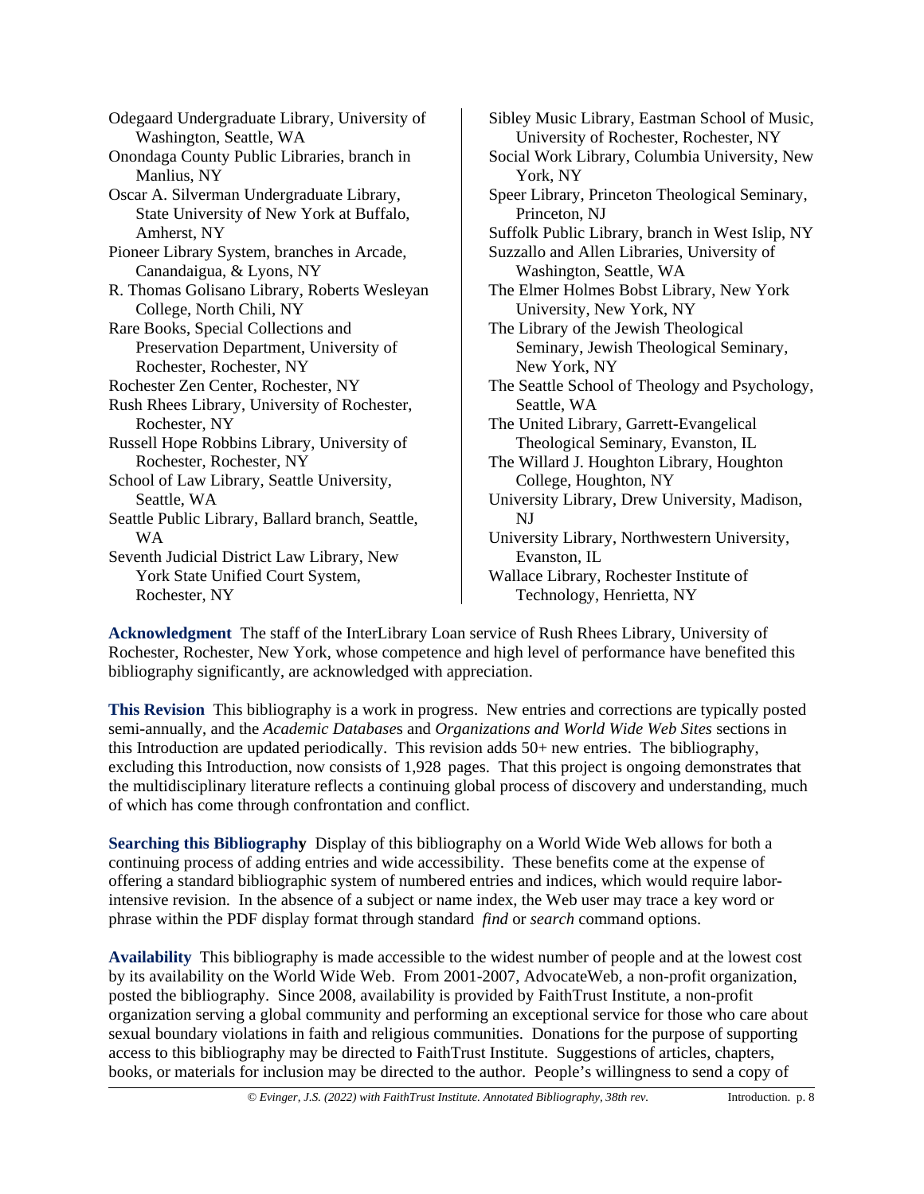Odegaard Undergraduate Library, University of Washington, Seattle, WA

Onondaga County Public Libraries, branch in Manlius, NY

Oscar A. Silverman Undergraduate Library, State University of New York at Buffalo, Amherst, NY

Pioneer Library System, branches in Arcade, Canandaigua, & Lyons, NY

R. Thomas Golisano Library, Roberts Wesleyan College, North Chili, NY

Rare Books, Special Collections and Preservation Department, University of Rochester, Rochester, NY

Rochester Zen Center, Rochester, NY

Rush Rhees Library, University of Rochester, Rochester, NY

Russell Hope Robbins Library, University of Rochester, Rochester, NY

School of Law Library, Seattle University, Seattle, WA

Seattle Public Library, Ballard branch, Seattle, WA

Seventh Judicial District Law Library, New York State Unified Court System, Rochester, NY

Sibley Music Library, Eastman School of Music, University of Rochester, Rochester, NY

Social Work Library, Columbia University, New York, NY

Speer Library, Princeton Theological Seminary, Princeton, NJ

Suffolk Public Library, branch in West Islip, NY

Suzzallo and Allen Libraries, University of Washington, Seattle, WA

The Elmer Holmes Bobst Library, New York University, New York, NY

The Library of the Jewish Theological Seminary, Jewish Theological Seminary, New York, NY

The Seattle School of Theology and Psychology, Seattle, WA

The United Library, Garrett-Evangelical Theological Seminary, Evanston, IL

The Willard J. Houghton Library, Houghton College, Houghton, NY

University Library, Drew University, Madison, NJ

University Library, Northwestern University, Evanston, IL

Wallace Library, Rochester Institute of Technology, Henrietta, NY

**Acknowledgment** The staff of the InterLibrary Loan service of Rush Rhees Library, University of Rochester, Rochester, New York, whose competence and high level of performance have benefited this bibliography significantly, are acknowledged with appreciation.

**This Revision** This bibliography is a work in progress. New entries and corrections are typically posted semi-annually, and the *Academic Databases* and *Organizations and World Wide Web Sites* sections in this Introduction are updated periodically. This revision adds 50+ new entries. The bibliography, excluding this Introduction, now consists of 1,928 pages. That this project is ongoing demonstrates that the multidisciplinary literature reflects a continuing global process of discovery and understanding, much of which has come through confrontation and conflict.

**Searching this Bibliography** Display of this bibliography on a World Wide Web allows for both a continuing process of adding entries and wide accessibility. These benefits come at the expense of offering a standard bibliographic system of numbered entries and indices, which would require labor-intensive revision. In the absence of a subject or name index, the Web user may trace a key word or phrase within the PDF display format through standard *find* or *search* command options.

**Availability** This bibliography is made accessible to the widest number of people and at the lowest cost by its availability on the World Wide Web. From 2001-2007, AdvocateWeb, a non-profit organization, posted the bibliography. Since 2008, availability is provided by FaithTrust Institute, a non-profit organization serving a global community and performing an exceptional service for those who care about sexual boundary violations in faith and religious communities. Donations for the purpose of supporting access to this bibliography may be directed to FaithTrust Institute. Suggestions of articles, chapters, books, or materials for inclusion may be directed to the author. People's willingness to send a copy of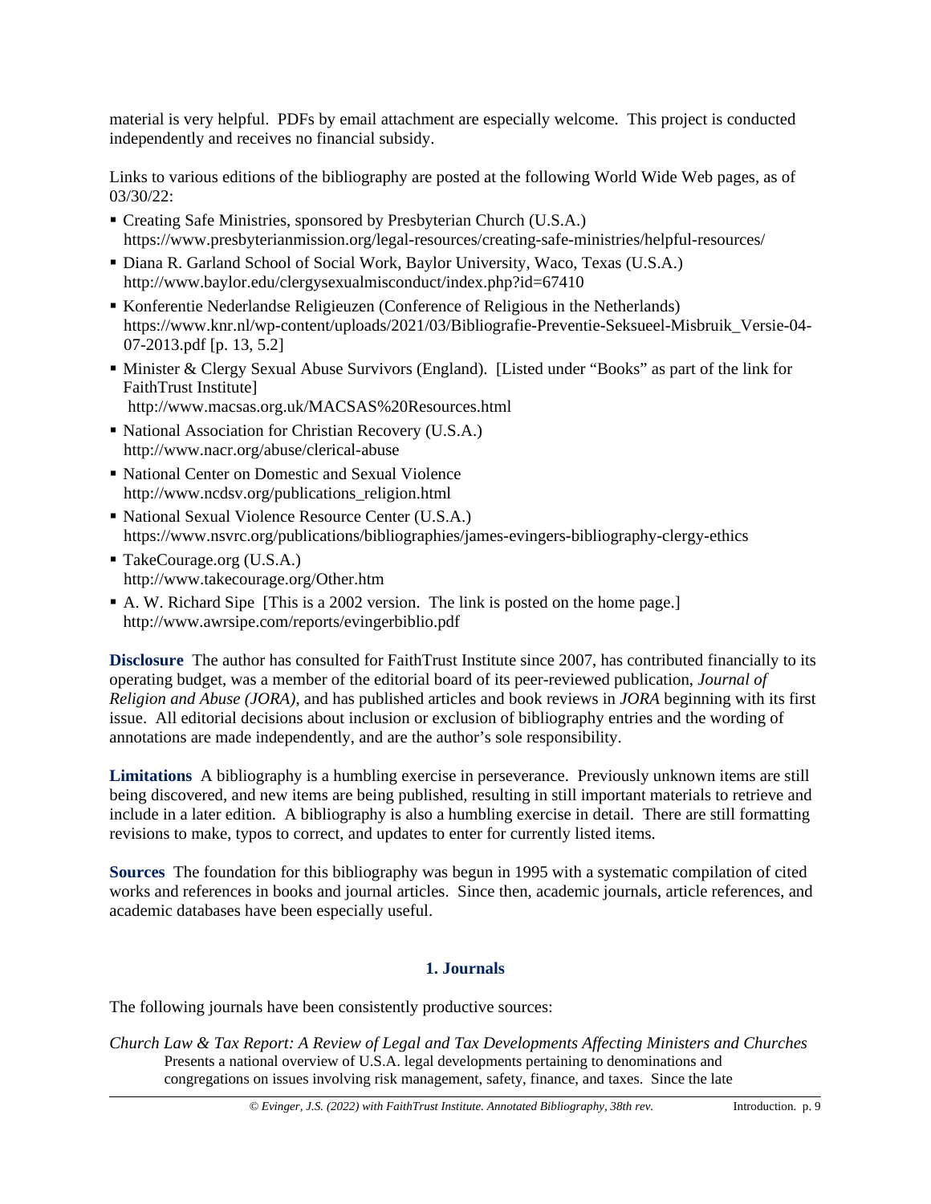material is very helpful. PDFs by email attachment are especially welcome. This project is conducted independently and receives no financial subsidy.

Links to various editions of the bibliography are posted at the following World Wide Web pages, as of 03/30/22:

- Creating Safe Ministries, sponsored by Presbyterian Church (U.S.A.) https://www.presbyterianmission.org/legal-resources/creating-safe-ministries/helpful-resources/
- Diana R. Garland School of Social Work, Baylor University, Waco, Texas (U.S.A.) http://www.baylor.edu/clergysexualmisconduct/index.php?id=67410
- Konferentie Nederlandse Religieuzen (Conference of Religious in the Netherlands) https://www.knr.nl/wp-content/uploads/2021/03/Bibliografie-Preventie-Seksueel-Misbruik_Versie-04-07-2013.pdf [p. 13, 5.2]
- Minister & Clergy Sexual Abuse Survivors (England). [Listed under "Books" as part of the link for FaithTrust Institute] http://www.macsas.org.uk/MACSAS%20Resources.html
- National Association for Christian Recovery (U.S.A.) http://www.nacr.org/abuse/clerical-abuse
- National Center on Domestic and Sexual Violence http://www.ncdsv.org/publications_religion.html
- National Sexual Violence Resource Center (U.S.A.) https://www.nsvrc.org/publications/bibliographies/james-evingers-bibliography-clergy-ethics
- TakeCourage.org (U.S.A.) http://www.takecourage.org/Other.htm
- A. W. Richard Sipe [This is a 2002 version. The link is posted on the home page.] http://www.awrsipe.com/reports/evingerbiblio.pdf

**Disclosure** The author has consulted for FaithTrust Institute since 2007, has contributed financially to its operating budget, was a member of the editorial board of its peer-reviewed publication, *Journal of Religion and Abuse (JORA)*, and has published articles and book reviews in *JORA* beginning with its first issue. All editorial decisions about inclusion or exclusion of bibliography entries and the wording of annotations are made independently, and are the author's sole responsibility.

**Limitations** A bibliography is a humbling exercise in perseverance. Previously unknown items are still being discovered, and new items are being published, resulting in still important materials to retrieve and include in a later edition. A bibliography is also a humbling exercise in detail. There are still formatting revisions to make, typos to correct, and updates to enter for currently listed items.

**Sources** The foundation for this bibliography was begun in 1995 with a systematic compilation of cited works and references in books and journal articles. Since then, academic journals, article references, and academic databases have been especially useful.

## 1. Journals

The following journals have been consistently productive sources:

*Church Law & Tax Report: A Review of Legal and Tax Developments Affecting Ministers and Churches*
Presents a national overview of U.S.A. legal developments pertaining to denominations and congregations on issues involving risk management, safety, finance, and taxes. Since the late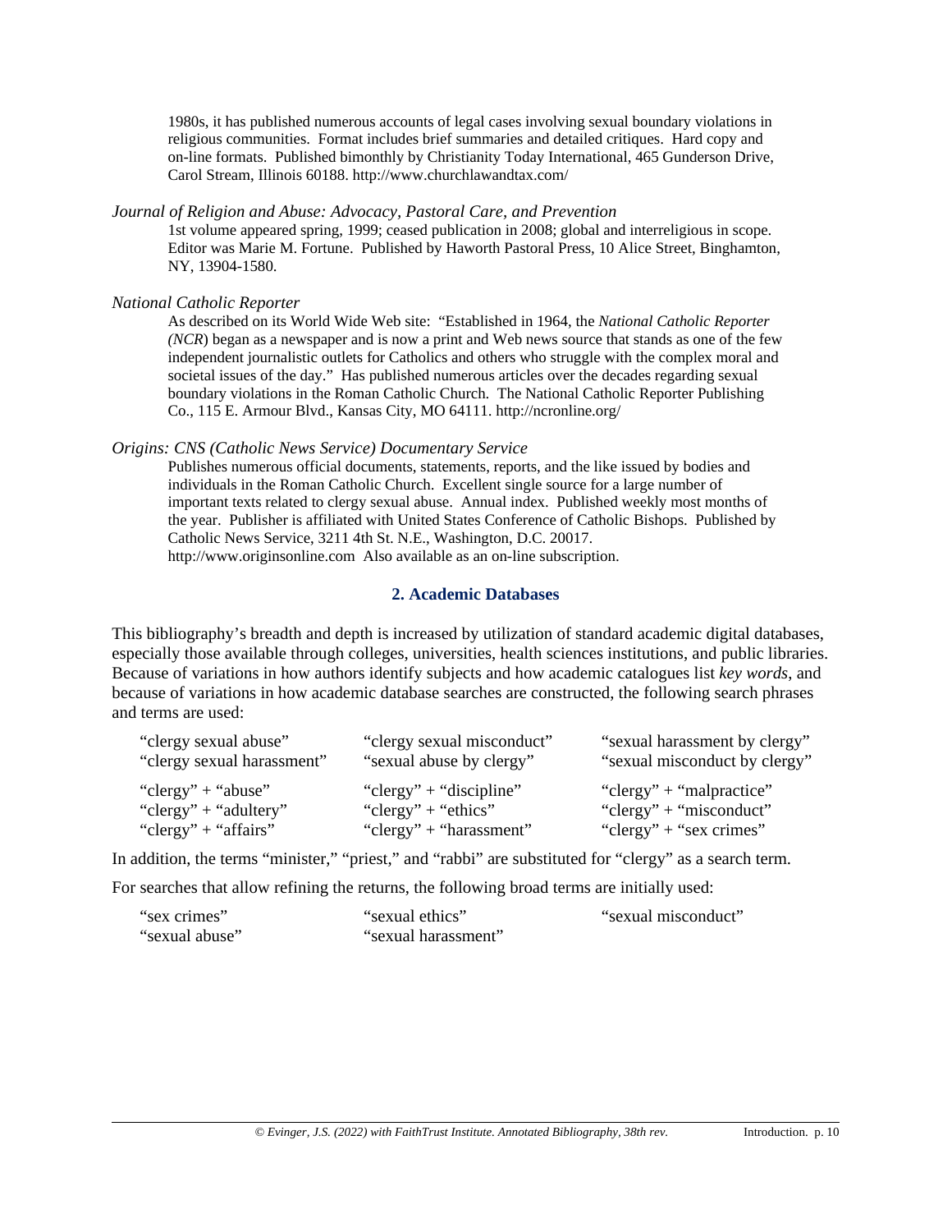1980s, it has published numerous accounts of legal cases involving sexual boundary violations in religious communities. Format includes brief summaries and detailed critiques. Hard copy and on-line formats. Published bimonthly by Christianity Today International, 465 Gunderson Drive, Carol Stream, Illinois 60188. http://www.churchlawandtax.com/

*Journal of Religion and Abuse: Advocacy, Pastoral Care, and Prevention*

1st volume appeared spring, 1999; ceased publication in 2008; global and interreligious in scope. Editor was Marie M. Fortune. Published by Haworth Pastoral Press, 10 Alice Street, Binghamton, NY, 13904-1580.

*National Catholic Reporter*

As described on its World Wide Web site: "Established in 1964, the *National Catholic Reporter (NCR*) began as a newspaper and is now a print and Web news source that stands as one of the few independent journalistic outlets for Catholics and others who struggle with the complex moral and societal issues of the day." Has published numerous articles over the decades regarding sexual boundary violations in the Roman Catholic Church. The National Catholic Reporter Publishing Co., 115 E. Armour Blvd., Kansas City, MO 64111. http://ncronline.org/

*Origins: CNS (Catholic News Service) Documentary Service*

Publishes numerous official documents, statements, reports, and the like issued by bodies and individuals in the Roman Catholic Church. Excellent single source for a large number of important texts related to clergy sexual abuse. Annual index. Published weekly most months of the year. Publisher is affiliated with United States Conference of Catholic Bishops. Published by Catholic News Service, 3211 4th St. N.E., Washington, D.C. 20017. http://www.originsonline.com Also available as an on-line subscription.

## 2. Academic Databases

This bibliography's breadth and depth is increased by utilization of standard academic digital databases, especially those available through colleges, universities, health sciences institutions, and public libraries. Because of variations in how authors identify subjects and how academic catalogues list *key words*, and because of variations in how academic database searches are constructed, the following search phrases and terms are used:

"clergy sexual abuse"
"clergy sexual harassment"
"clergy sexual misconduct"
"sexual abuse by clergy"
"sexual harassment by clergy"
"sexual misconduct by clergy"

"clergy" + "abuse"
"clergy" + "adultery"
"clergy" + "affairs"
"clergy" + "discipline"
"clergy" + "ethics"
"clergy" + "harassment"
"clergy" + "malpractice"
"clergy" + "misconduct"
"clergy" + "sex crimes"

In addition, the terms "minister," "priest," and "rabbi" are substituted for "clergy" as a search term.

For searches that allow refining the returns, the following broad terms are initially used:

"sex crimes"
"sexual abuse"
"sexual ethics"
"sexual harassment"
"sexual misconduct"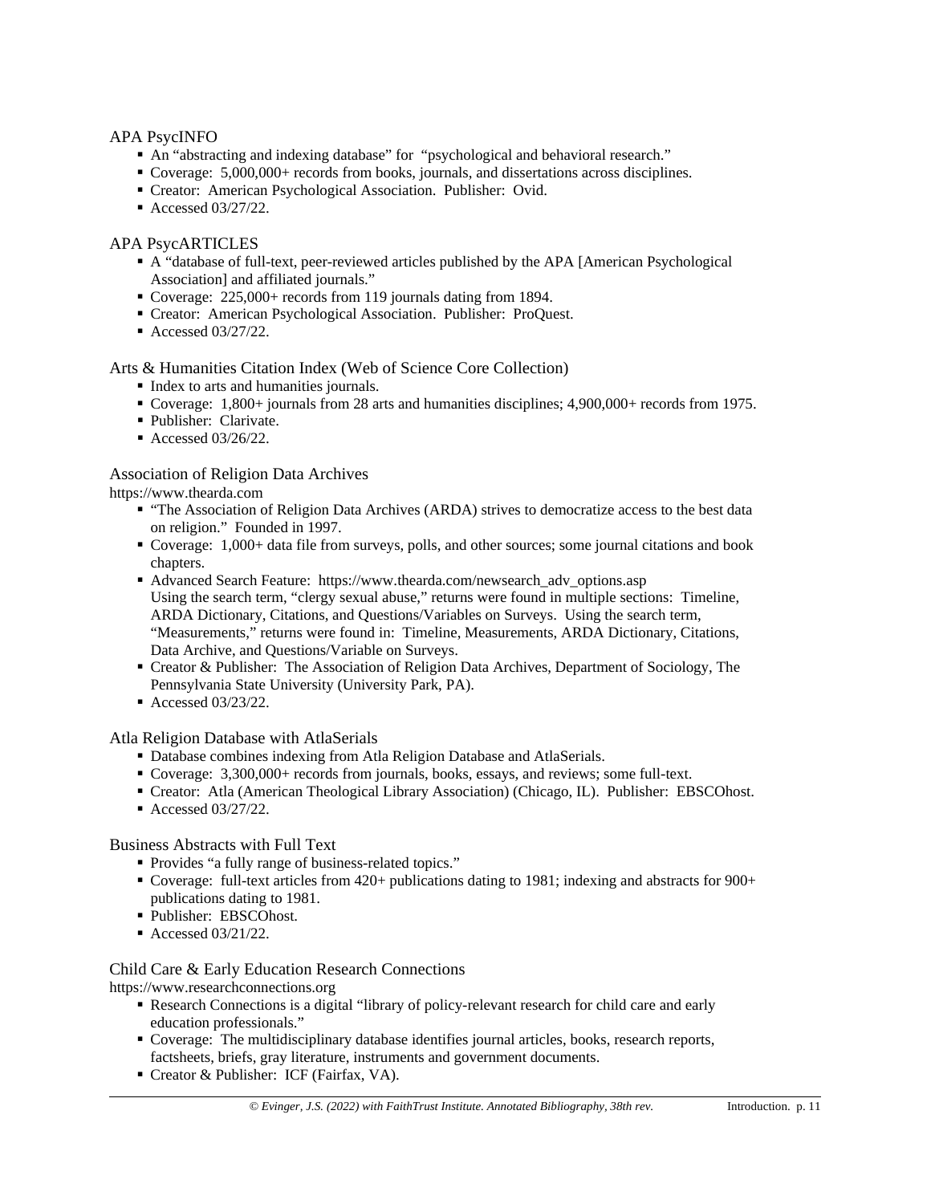APA PsycINFO

- An "abstracting and indexing database" for "psychological and behavioral research."
- Coverage: 5,000,000+ records from books, journals, and dissertations across disciplines.
- Creator: American Psychological Association. Publisher: Ovid.
- Accessed 03/27/22.

APA PsycARTICLES

- A "database of full-text, peer-reviewed articles published by the APA [American Psychological Association] and affiliated journals."
- Coverage: 225,000+ records from 119 journals dating from 1894.
- Creator: American Psychological Association. Publisher: ProQuest.
- Accessed 03/27/22.

Arts & Humanities Citation Index (Web of Science Core Collection)

- Index to arts and humanities journals.
- Coverage: 1,800+ journals from 28 arts and humanities disciplines; 4,900,000+ records from 1975.
- Publisher: Clarivate.
- Accessed 03/26/22.

Association of Religion Data Archives
https://www.thearda.com

- "The Association of Religion Data Archives (ARDA) strives to democratize access to the best data on religion." Founded in 1997.
- Coverage: 1,000+ data file from surveys, polls, and other sources; some journal citations and book chapters.
- Advanced Search Feature: https://www.thearda.com/newsearch_adv_options.asp
  Using the search term, "clergy sexual abuse," returns were found in multiple sections: Timeline, ARDA Dictionary, Citations, and Questions/Variables on Surveys. Using the search term, "Measurements," returns were found in: Timeline, Measurements, ARDA Dictionary, Citations, Data Archive, and Questions/Variable on Surveys.
- Creator & Publisher: The Association of Religion Data Archives, Department of Sociology, The Pennsylvania State University (University Park, PA).
- Accessed 03/23/22.

Atla Religion Database with AtlaSerials

- Database combines indexing from Atla Religion Database and AtlaSerials.
- Coverage: 3,300,000+ records from journals, books, essays, and reviews; some full-text.
- Creator: Atla (American Theological Library Association) (Chicago, IL). Publisher: EBSCOhost.
- Accessed 03/27/22.

Business Abstracts with Full Text

- Provides "a fully range of business-related topics."
- Coverage: full-text articles from 420+ publications dating to 1981; indexing and abstracts for 900+ publications dating to 1981.
- Publisher: EBSCOhost.
- Accessed 03/21/22.

Child Care & Early Education Research Connections
https://www.researchconnections.org

- Research Connections is a digital "library of policy-relevant research for child care and early education professionals."
- Coverage: The multidisciplinary database identifies journal articles, books, research reports, factsheets, briefs, gray literature, instruments and government documents.
- Creator & Publisher: ICF (Fairfax, VA).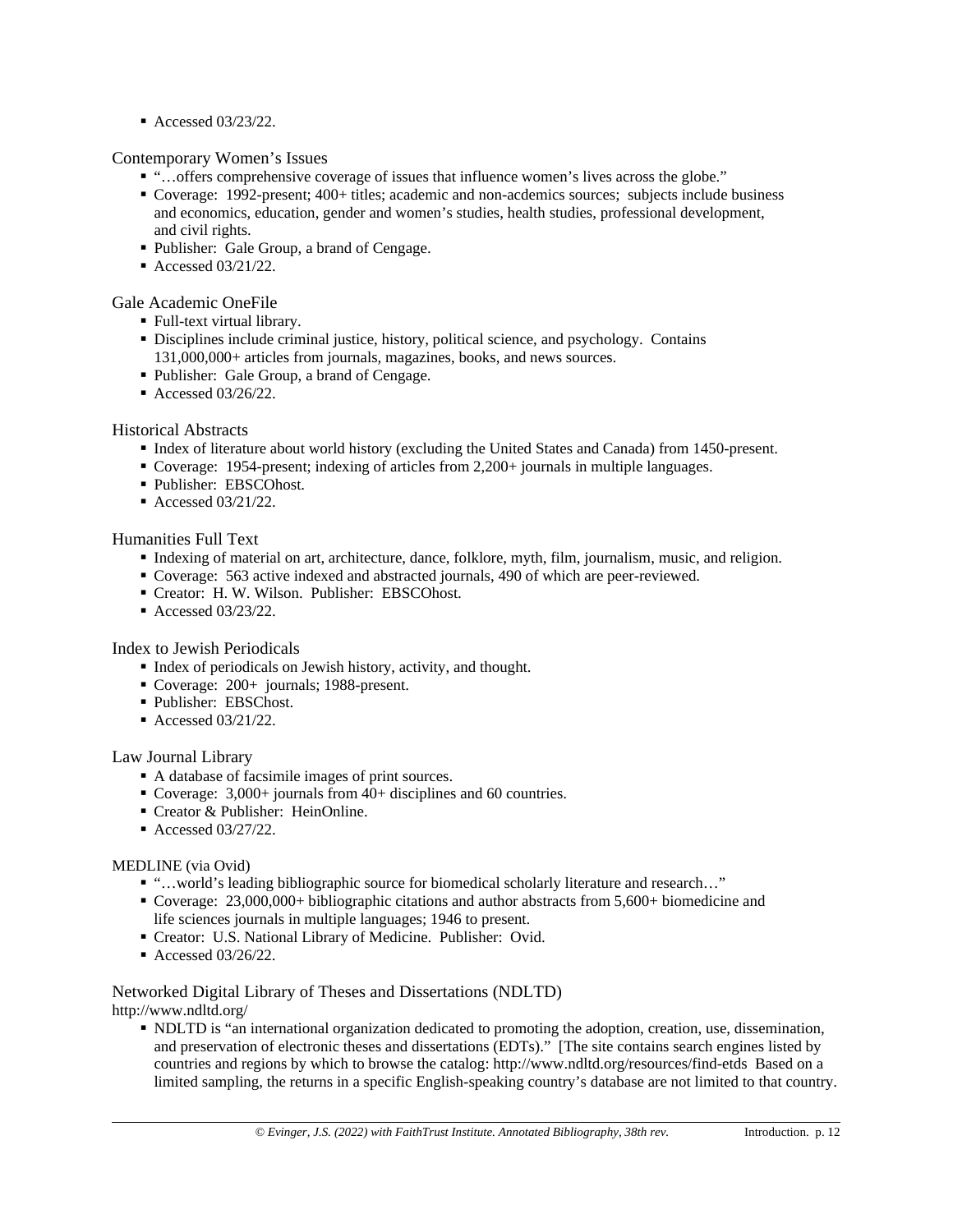- Accessed 03/23/22.

Contemporary Women's Issues

- "…offers comprehensive coverage of issues that influence women's lives across the globe."
- Coverage: 1992-present; 400+ titles; academic and non-acdemics sources; subjects include business and economics, education, gender and women's studies, health studies, professional development, and civil rights.
- Publisher: Gale Group, a brand of Cengage.
- Accessed 03/21/22.

Gale Academic OneFile

- Full-text virtual library.
- Disciplines include criminal justice, history, political science, and psychology. Contains 131,000,000+ articles from journals, magazines, books, and news sources.
- Publisher: Gale Group, a brand of Cengage.
- Accessed 03/26/22.

Historical Abstracts

- Index of literature about world history (excluding the United States and Canada) from 1450-present.
- Coverage: 1954-present; indexing of articles from 2,200+ journals in multiple languages.
- Publisher: EBSCOhost.
- Accessed 03/21/22.

Humanities Full Text

- Indexing of material on art, architecture, dance, folklore, myth, film, journalism, music, and religion.
- Coverage: 563 active indexed and abstracted journals, 490 of which are peer-reviewed.
- Creator: H. W. Wilson. Publisher: EBSCOhost.
- Accessed 03/23/22.

Index to Jewish Periodicals

- Index of periodicals on Jewish history, activity, and thought.
- Coverage: 200+ journals; 1988-present.
- Publisher: EBSChost.
- Accessed 03/21/22.

Law Journal Library

- A database of facsimile images of print sources.
- Coverage: 3,000+ journals from 40+ disciplines and 60 countries.
- Creator & Publisher: HeinOnline.
- Accessed 03/27/22.

MEDLINE (via Ovid)

- "…world's leading bibliographic source for biomedical scholarly literature and research…"
- Coverage: 23,000,000+ bibliographic citations and author abstracts from 5,600+ biomedicine and life sciences journals in multiple languages; 1946 to present.
- Creator: U.S. National Library of Medicine. Publisher: Ovid.
- Accessed 03/26/22.

Networked Digital Library of Theses and Dissertations (NDLTD)
http://www.ndltd.org/

- NDLTD is "an international organization dedicated to promoting the adoption, creation, use, dissemination, and preservation of electronic theses and dissertations (EDTs)." [The site contains search engines listed by countries and regions by which to browse the catalog: http://www.ndltd.org/resources/find-etds Based on a limited sampling, the returns in a specific English-speaking country's database are not limited to that country.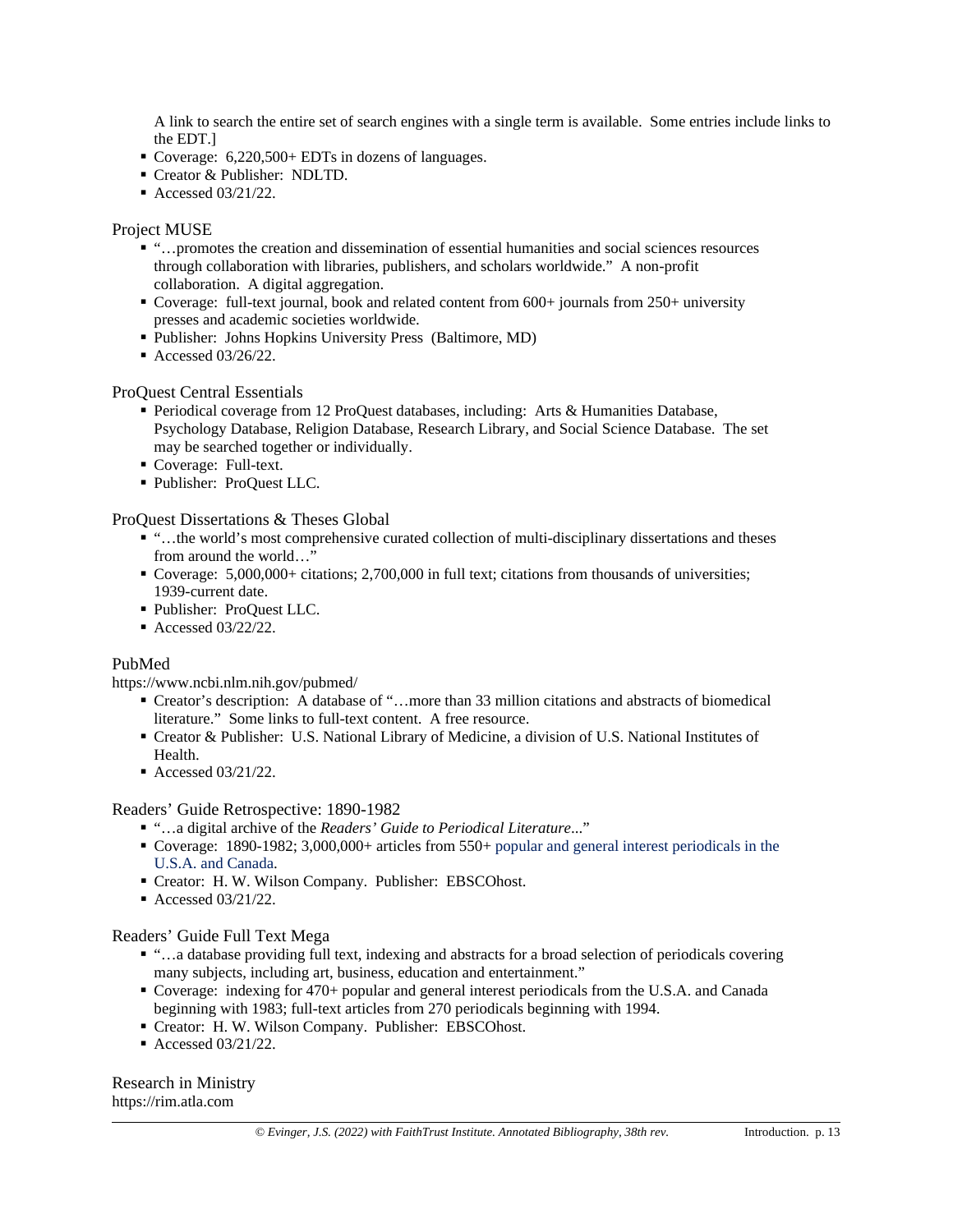A link to search the entire set of search engines with a single term is available. Some entries include links to the EDT.]

- Coverage: 6,220,500+ EDTs in dozens of languages.
- Creator & Publisher: NDLTD.
- Accessed 03/21/22.

Project MUSE

- "…promotes the creation and dissemination of essential humanities and social sciences resources through collaboration with libraries, publishers, and scholars worldwide." A non-profit collaboration. A digital aggregation.
- Coverage: full-text journal, book and related content from 600+ journals from 250+ university presses and academic societies worldwide.
- Publisher: Johns Hopkins University Press (Baltimore, MD)
- Accessed 03/26/22.

ProQuest Central Essentials

- Periodical coverage from 12 ProQuest databases, including: Arts & Humanities Database, Psychology Database, Religion Database, Research Library, and Social Science Database. The set may be searched together or individually.
- Coverage: Full-text.
- Publisher: ProQuest LLC.

ProQuest Dissertations & Theses Global

- "…the world's most comprehensive curated collection of multi-disciplinary dissertations and theses from around the world…"
- Coverage: 5,000,000+ citations; 2,700,000 in full text; citations from thousands of universities; 1939-current date.
- Publisher: ProQuest LLC.
- Accessed 03/22/22.

PubMed
https://www.ncbi.nlm.nih.gov/pubmed/

- Creator's description: A database of "…more than 33 million citations and abstracts of biomedical literature." Some links to full-text content. A free resource.
- Creator & Publisher: U.S. National Library of Medicine, a division of U.S. National Institutes of Health.
- Accessed 03/21/22.

Readers' Guide Retrospective: 1890-1982

- "…a digital archive of the *Readers' Guide to Periodical Literature*..."
- Coverage: 1890-1982; 3,000,000+ articles from 550+ popular and general interest periodicals in the U.S.A. and Canada.
- Creator: H. W. Wilson Company. Publisher: EBSCOhost.
- Accessed 03/21/22.

Readers' Guide Full Text Mega

- "…a database providing full text, indexing and abstracts for a broad selection of periodicals covering many subjects, including art, business, education and entertainment."
- Coverage: indexing for 470+ popular and general interest periodicals from the U.S.A. and Canada beginning with 1983; full-text articles from 270 periodicals beginning with 1994.
- Creator: H. W. Wilson Company. Publisher: EBSCOhost.
- Accessed 03/21/22.

Research in Ministry
https://rim.atla.com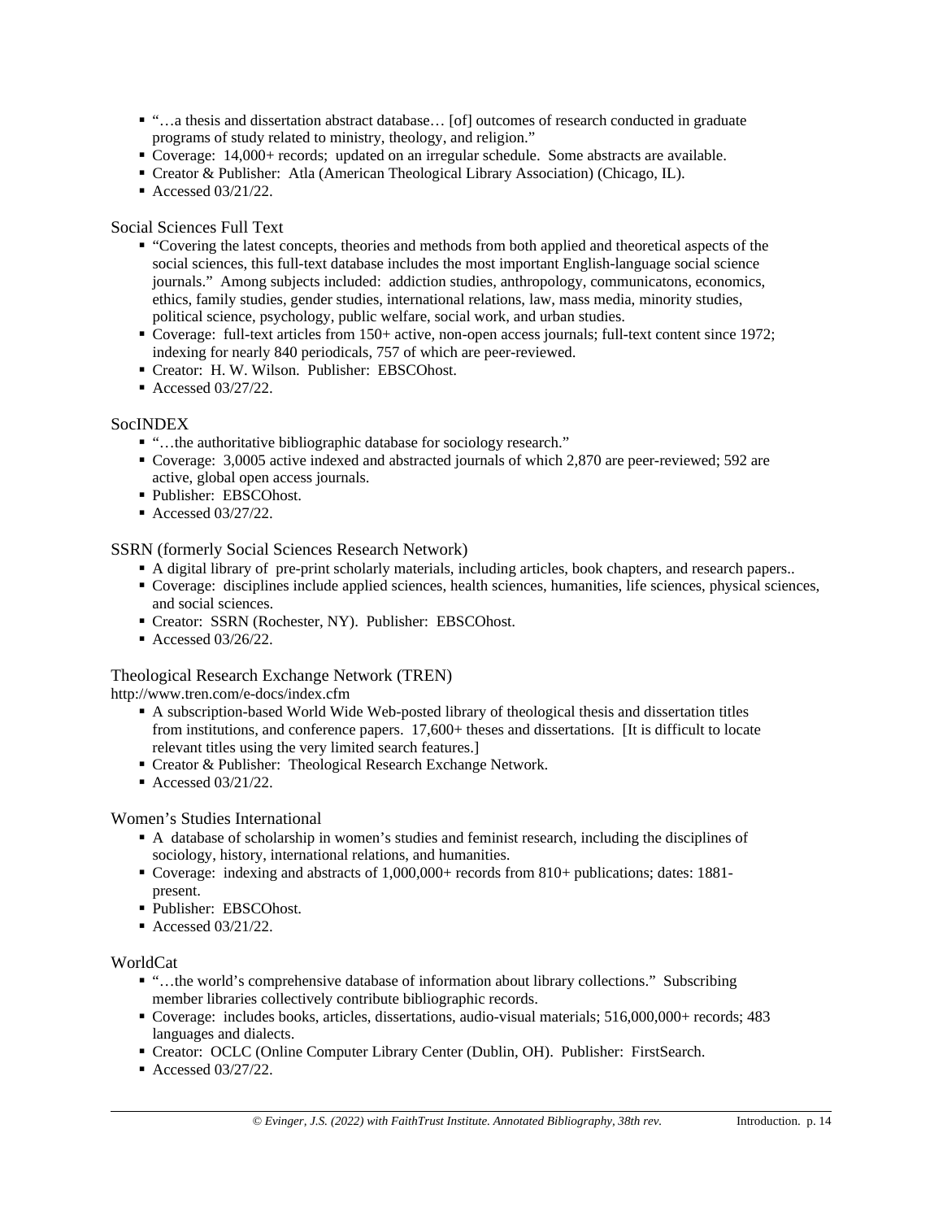- "…a thesis and dissertation abstract database… [of] outcomes of research conducted in graduate programs of study related to ministry, theology, and religion."
- Coverage: 14,000+ records; updated on an irregular schedule. Some abstracts are available.
- Creator & Publisher: Atla (American Theological Library Association) (Chicago, IL).
- Accessed 03/21/22.

Social Sciences Full Text

- "Covering the latest concepts, theories and methods from both applied and theoretical aspects of the social sciences, this full-text database includes the most important English-language social science journals." Among subjects included: addiction studies, anthropology, communicatons, economics, ethics, family studies, gender studies, international relations, law, mass media, minority studies, political science, psychology, public welfare, social work, and urban studies.
- Coverage: full-text articles from 150+ active, non-open access journals; full-text content since 1972; indexing for nearly 840 periodicals, 757 of which are peer-reviewed.
- Creator: H. W. Wilson. Publisher: EBSCOhost.
- Accessed 03/27/22.

SocINDEX

- "…the authoritative bibliographic database for sociology research."
- Coverage: 3,0005 active indexed and abstracted journals of which 2,870 are peer-reviewed; 592 are active, global open access journals.
- Publisher: EBSCOhost.
- Accessed 03/27/22.

SSRN (formerly Social Sciences Research Network)

- A digital library of pre-print scholarly materials, including articles, book chapters, and research papers..
- Coverage: disciplines include applied sciences, health sciences, humanities, life sciences, physical sciences, and social sciences.
- Creator: SSRN (Rochester, NY). Publisher: EBSCOhost.
- Accessed 03/26/22.

Theological Research Exchange Network (TREN)
http://www.tren.com/e-docs/index.cfm

- A subscription-based World Wide Web-posted library of theological thesis and dissertation titles from institutions, and conference papers. 17,600+ theses and dissertations. [It is difficult to locate relevant titles using the very limited search features.]
- Creator & Publisher: Theological Research Exchange Network.
- Accessed 03/21/22.

Women's Studies International

- A database of scholarship in women's studies and feminist research, including the disciplines of sociology, history, international relations, and humanities.
- Coverage: indexing and abstracts of 1,000,000+ records from 810+ publications; dates: 1881-present.
- Publisher: EBSCOhost.
- Accessed 03/21/22.

WorldCat

- "…the world's comprehensive database of information about library collections." Subscribing member libraries collectively contribute bibliographic records.
- Coverage: includes books, articles, dissertations, audio-visual materials; 516,000,000+ records; 483 languages and dialects.
- Creator: OCLC (Online Computer Library Center (Dublin, OH). Publisher: FirstSearch.
- Accessed 03/27/22.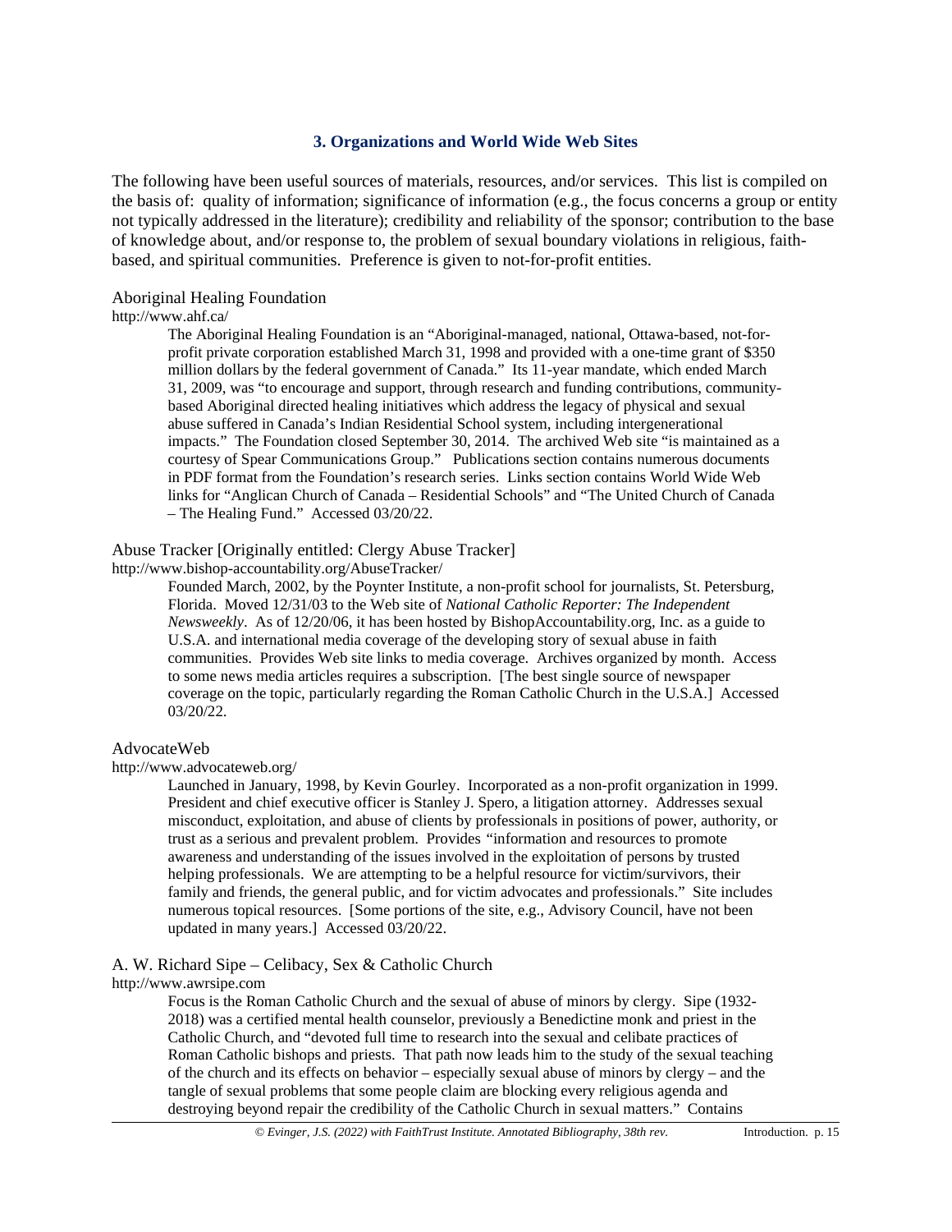### 3. Organizations and World Wide Web Sites

The following have been useful sources of materials, resources, and/or services. This list is compiled on the basis of: quality of information; significance of information (e.g., the focus concerns a group or entity not typically addressed in the literature); credibility and reliability of the sponsor; contribution to the base of knowledge about, and/or response to, the problem of sexual boundary violations in religious, faith-based, and spiritual communities. Preference is given to not-for-profit entities.

Aboriginal Healing Foundation
http://www.ahf.ca/

> The Aboriginal Healing Foundation is an "Aboriginal-managed, national, Ottawa-based, not-for-profit private corporation established March 31, 1998 and provided with a one-time grant of $350 million dollars by the federal government of Canada." Its 11-year mandate, which ended March 31, 2009, was "to encourage and support, through research and funding contributions, community-based Aboriginal directed healing initiatives which address the legacy of physical and sexual abuse suffered in Canada's Indian Residential School system, including intergenerational impacts." The Foundation closed September 30, 2014. The archived Web site "is maintained as a courtesy of Spear Communications Group." Publications section contains numerous documents in PDF format from the Foundation's research series. Links section contains World Wide Web links for "Anglican Church of Canada – Residential Schools" and "The United Church of Canada – The Healing Fund." Accessed 03/20/22.

Abuse Tracker [Originally entitled: Clergy Abuse Tracker]
http://www.bishop-accountability.org/AbuseTracker/

> Founded March, 2002, by the Poynter Institute, a non-profit school for journalists, St. Petersburg, Florida. Moved 12/31/03 to the Web site of *National Catholic Reporter: The Independent Newsweekly*. As of 12/20/06, it has been hosted by BishopAccountability.org, Inc. as a guide to U.S.A. and international media coverage of the developing story of sexual abuse in faith communities. Provides Web site links to media coverage. Archives organized by month. Access to some news media articles requires a subscription. [The best single source of newspaper coverage on the topic, particularly regarding the Roman Catholic Church in the U.S.A.] Accessed 03/20/22.

AdvocateWeb
http://www.advocateweb.org/

> Launched in January, 1998, by Kevin Gourley. Incorporated as a non-profit organization in 1999. President and chief executive officer is Stanley J. Spero, a litigation attorney. Addresses sexual misconduct, exploitation, and abuse of clients by professionals in positions of power, authority, or trust as a serious and prevalent problem. Provides "information and resources to promote awareness and understanding of the issues involved in the exploitation of persons by trusted helping professionals. We are attempting to be a helpful resource for victim/survivors, their family and friends, the general public, and for victim advocates and professionals." Site includes numerous topical resources. [Some portions of the site, e.g., Advisory Council, have not been updated in many years.] Accessed 03/20/22.

A. W. Richard Sipe – Celibacy, Sex & Catholic Church
http://www.awrsipe.com

> Focus is the Roman Catholic Church and the sexual of abuse of minors by clergy. Sipe (1932-2018) was a certified mental health counselor, previously a Benedictine monk and priest in the Catholic Church, and "devoted full time to research into the sexual and celibate practices of Roman Catholic bishops and priests. That path now leads him to the study of the sexual teaching of the church and its effects on behavior – especially sexual abuse of minors by clergy – and the tangle of sexual problems that some people claim are blocking every religious agenda and destroying beyond repair the credibility of the Catholic Church in sexual matters." Contains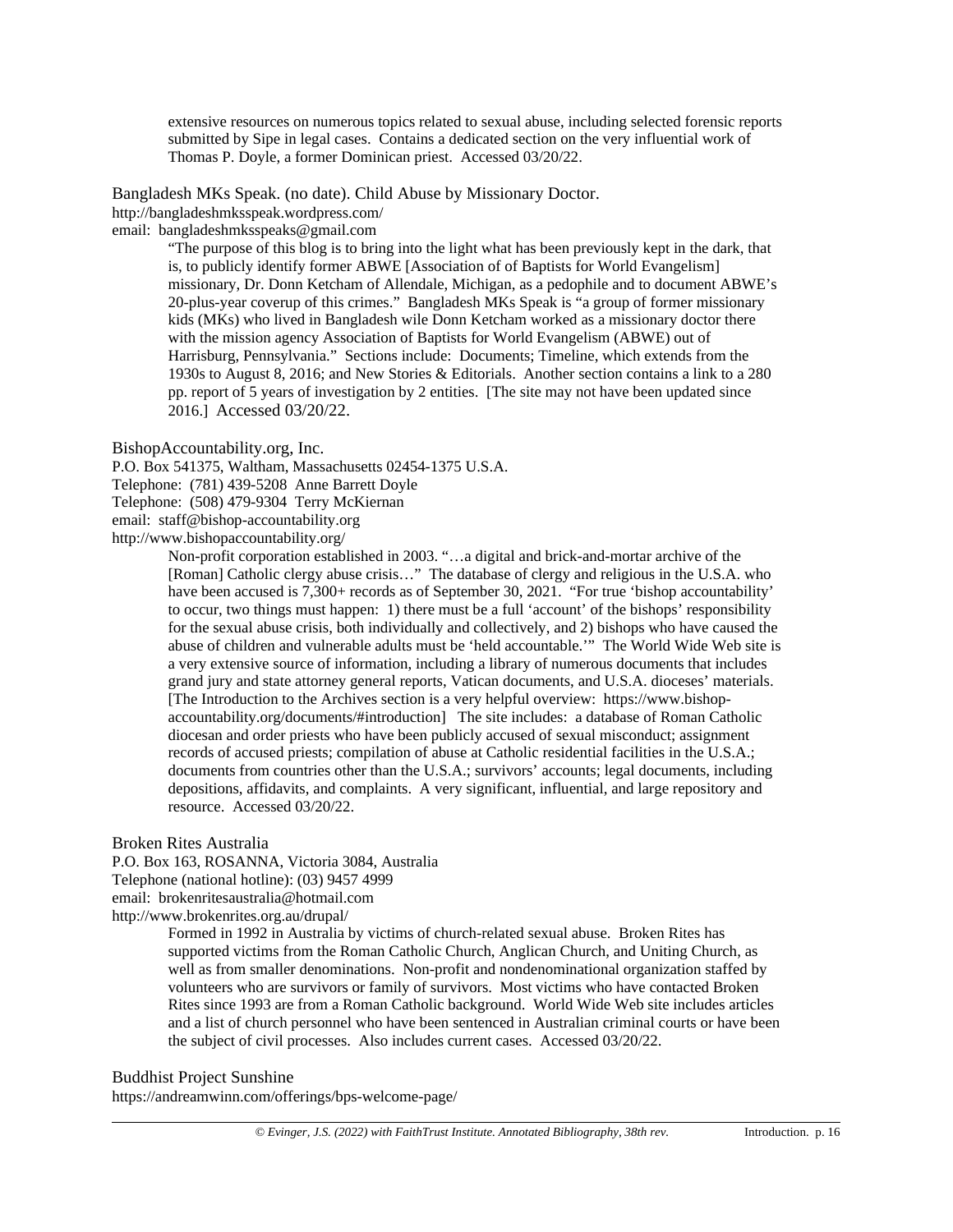extensive resources on numerous topics related to sexual abuse, including selected forensic reports submitted by Sipe in legal cases. Contains a dedicated section on the very influential work of Thomas P. Doyle, a former Dominican priest. Accessed 03/20/22.

Bangladesh MKs Speak. (no date). Child Abuse by Missionary Doctor.
http://bangladeshmksspeak.wordpress.com/
email: bangladeshmksspeaks@gmail.com

> "The purpose of this blog is to bring into the light what has been previously kept in the dark, that is, to publicly identify former ABWE [Association of of Baptists for World Evangelism] missionary, Dr. Donn Ketcham of Allendale, Michigan, as a pedophile and to document ABWE's 20-plus-year coverup of this crimes." Bangladesh MKs Speak is "a group of former missionary kids (MKs) who lived in Bangladesh wile Donn Ketcham worked as a missionary doctor there with the mission agency Association of Baptists for World Evangelism (ABWE) out of Harrisburg, Pennsylvania." Sections include: Documents; Timeline, which extends from the 1930s to August 8, 2016; and New Stories & Editorials. Another section contains a link to a 280 pp. report of 5 years of investigation by 2 entities. [The site may not have been updated since 2016.] Accessed 03/20/22.

BishopAccountability.org, Inc.
P.O. Box 541375, Waltham, Massachusetts 02454-1375 U.S.A.
Telephone: (781) 439-5208 Anne Barrett Doyle
Telephone: (508) 479-9304 Terry McKiernan
email: staff@bishop-accountability.org
http://www.bishopaccountability.org/

> Non-profit corporation established in 2003. "…a digital and brick-and-mortar archive of the [Roman] Catholic clergy abuse crisis…" The database of clergy and religious in the U.S.A. who have been accused is 7,300+ records as of September 30, 2021. "For true 'bishop accountability' to occur, two things must happen: 1) there must be a full 'account' of the bishops' responsibility for the sexual abuse crisis, both individually and collectively, and 2) bishops who have caused the abuse of children and vulnerable adults must be 'held accountable.'" The World Wide Web site is a very extensive source of information, including a library of numerous documents that includes grand jury and state attorney general reports, Vatican documents, and U.S.A. dioceses' materials. [The Introduction to the Archives section is a very helpful overview: https://www.bishop-accountability.org/documents/#introduction] The site includes: a database of Roman Catholic diocesan and order priests who have been publicly accused of sexual misconduct; assignment records of accused priests; compilation of abuse at Catholic residential facilities in the U.S.A.; documents from countries other than the U.S.A.; survivors' accounts; legal documents, including depositions, affidavits, and complaints. A very significant, influential, and large repository and resource. Accessed 03/20/22.

Broken Rites Australia
P.O. Box 163, ROSANNA, Victoria 3084, Australia
Telephone (national hotline): (03) 9457 4999
email: brokenritesaustralia@hotmail.com
http://www.brokenrites.org.au/drupal/

> Formed in 1992 in Australia by victims of church-related sexual abuse. Broken Rites has supported victims from the Roman Catholic Church, Anglican Church, and Uniting Church, as well as from smaller denominations. Non-profit and nondenominational organization staffed by volunteers who are survivors or family of survivors. Most victims who have contacted Broken Rites since 1993 are from a Roman Catholic background. World Wide Web site includes articles and a list of church personnel who have been sentenced in Australian criminal courts or have been the subject of civil processes. Also includes current cases. Accessed 03/20/22.

Buddhist Project Sunshine
https://andreamwinn.com/offerings/bps-welcome-page/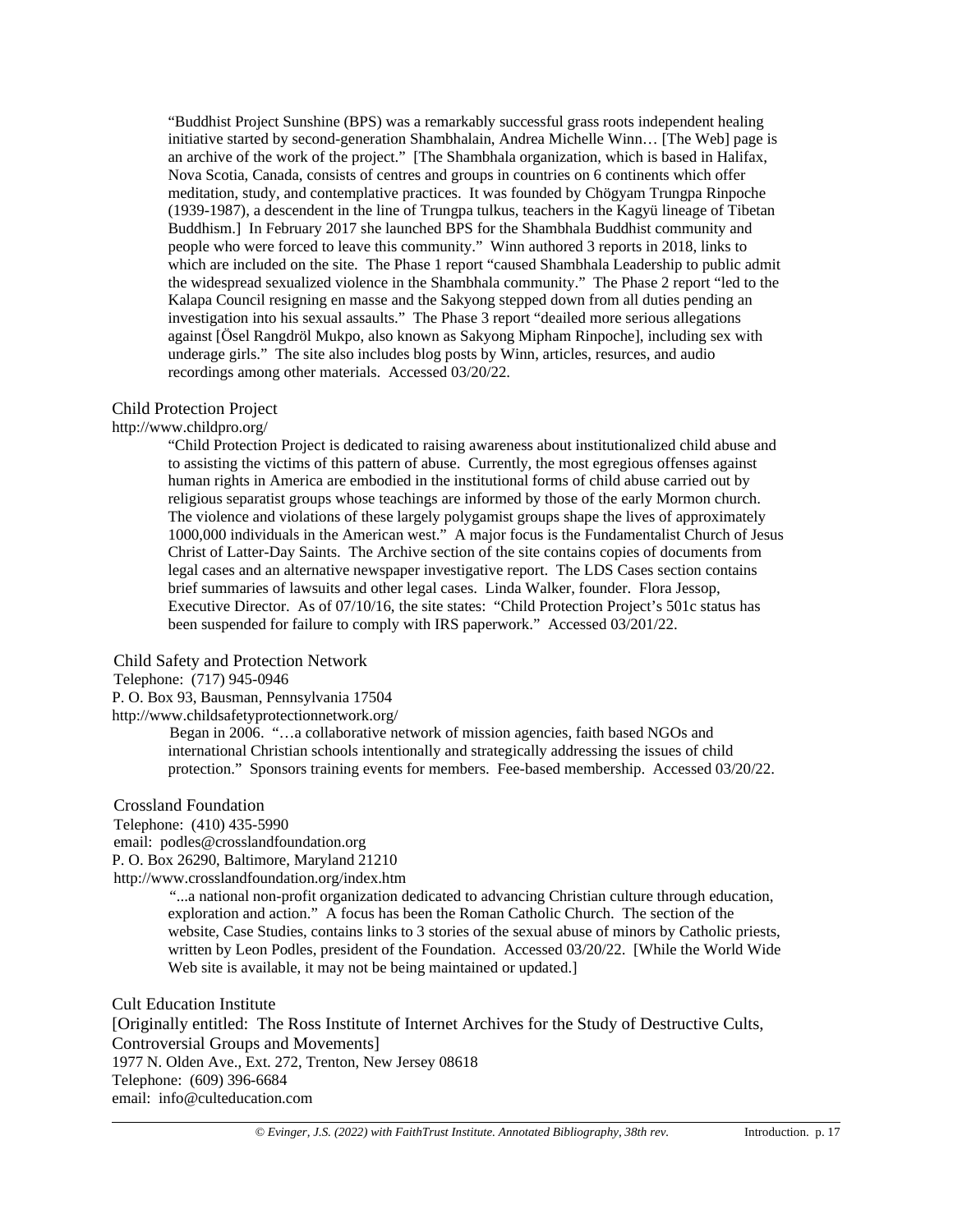"Buddhist Project Sunshine (BPS) was a remarkably successful grass roots independent healing initiative started by second-generation Shambhalain, Andrea Michelle Winn… [The Web] page is an archive of the work of the project." [The Shambhala organization, which is based in Halifax, Nova Scotia, Canada, consists of centres and groups in countries on 6 continents which offer meditation, study, and contemplative practices. It was founded by Chögyam Trungpa Rinpoche (1939-1987), a descendent in the line of Trungpa tulkus, teachers in the Kagyü lineage of Tibetan Buddhism.] In February 2017 she launched BPS for the Shambhala Buddhist community and people who were forced to leave this community." Winn authored 3 reports in 2018, links to which are included on the site. The Phase 1 report "caused Shambhala Leadership to public admit the widespread sexualized violence in the Shambhala community." The Phase 2 report "led to the Kalapa Council resigning en masse and the Sakyong stepped down from all duties pending an investigation into his sexual assaults." The Phase 3 report "deailed more serious allegations against [Ösel Rangdröl Mukpo, also known as Sakyong Mipham Rinpoche], including sex with underage girls." The site also includes blog posts by Winn, articles, resurces, and audio recordings among other materials. Accessed 03/20/22.

Child Protection Project
http://www.childpro.org/

"Child Protection Project is dedicated to raising awareness about institutionalized child abuse and to assisting the victims of this pattern of abuse. Currently, the most egregious offenses against human rights in America are embodied in the institutional forms of child abuse carried out by religious separatist groups whose teachings are informed by those of the early Mormon church. The violence and violations of these largely polygamist groups shape the lives of approximately 1000,000 individuals in the American west." A major focus is the Fundamentalist Church of Jesus Christ of Latter-Day Saints. The Archive section of the site contains copies of documents from legal cases and an alternative newspaper investigative report. The LDS Cases section contains brief summaries of lawsuits and other legal cases. Linda Walker, founder. Flora Jessop, Executive Director. As of 07/10/16, the site states: "Child Protection Project's 501c status has been suspended for failure to comply with IRS paperwork." Accessed 03/201/22.

Child Safety and Protection Network
Telephone: (717) 945-0946
P. O. Box 93, Bausman, Pennsylvania 17504
http://www.childsafetyprotectionnetwork.org/

Began in 2006. "…a collaborative network of mission agencies, faith based NGOs and international Christian schools intentionally and strategically addressing the issues of child protection." Sponsors training events for members. Fee-based membership. Accessed 03/20/22.

Crossland Foundation
Telephone: (410) 435-5990
email: podles@crosslandfoundation.org
P. O. Box 26290, Baltimore, Maryland 21210
http://www.crosslandfoundation.org/index.htm

"...a national non-profit organization dedicated to advancing Christian culture through education, exploration and action." A focus has been the Roman Catholic Church. The section of the website, Case Studies, contains links to 3 stories of the sexual abuse of minors by Catholic priests, written by Leon Podles, president of the Foundation. Accessed 03/20/22. [While the World Wide Web site is available, it may not be being maintained or updated.]

Cult Education Institute
[Originally entitled: The Ross Institute of Internet Archives for the Study of Destructive Cults, Controversial Groups and Movements]
1977 N. Olden Ave., Ext. 272, Trenton, New Jersey 08618
Telephone: (609) 396-6684
email: info@culteducation.com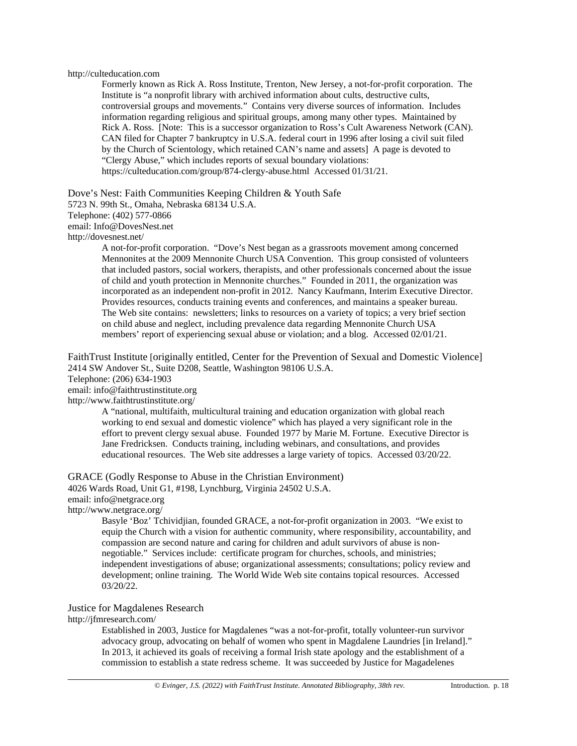http://culteducation.com

Formerly known as Rick A. Ross Institute, Trenton, New Jersey, a not-for-profit corporation. The Institute is "a nonprofit library with archived information about cults, destructive cults, controversial groups and movements." Contains very diverse sources of information. Includes information regarding religious and spiritual groups, among many other types. Maintained by Rick A. Ross. [Note: This is a successor organization to Ross's Cult Awareness Network (CAN). CAN filed for Chapter 7 bankruptcy in U.S.A. federal court in 1996 after losing a civil suit filed by the Church of Scientology, which retained CAN's name and assets] A page is devoted to "Clergy Abuse," which includes reports of sexual boundary violations: https://culteducation.com/group/874-clergy-abuse.html Accessed 01/31/21.

Dove's Nest: Faith Communities Keeping Children & Youth Safe
5723 N. 99th St., Omaha, Nebraska 68134 U.S.A.
Telephone: (402) 577-0866
email: Info@DovesNest.net
http://dovesnest.net/

A not-for-profit corporation. "Dove's Nest began as a grassroots movement among concerned Mennonites at the 2009 Mennonite Church USA Convention. This group consisted of volunteers that included pastors, social workers, therapists, and other professionals concerned about the issue of child and youth protection in Mennonite churches." Founded in 2011, the organization was incorporated as an independent non-profit in 2012. Nancy Kaufmann, Interim Executive Director. Provides resources, conducts training events and conferences, and maintains a speaker bureau. The Web site contains: newsletters; links to resources on a variety of topics; a very brief section on child abuse and neglect, including prevalence data regarding Mennonite Church USA members' report of experiencing sexual abuse or violation; and a blog. Accessed 02/01/21.

FaithTrust Institute [originally entitled, Center for the Prevention of Sexual and Domestic Violence]
2414 SW Andover St., Suite D208, Seattle, Washington 98106 U.S.A.
Telephone: (206) 634-1903
email: info@faithtrustinstitute.org
http://www.faithtrustinstitute.org/

A "national, multifaith, multicultural training and education organization with global reach working to end sexual and domestic violence" which has played a very significant role in the effort to prevent clergy sexual abuse. Founded 1977 by Marie M. Fortune. Executive Director is Jane Fredricksen. Conducts training, including webinars, and consultations, and provides educational resources. The Web site addresses a large variety of topics. Accessed 03/20/22.

GRACE (Godly Response to Abuse in the Christian Environment)
4026 Wards Road, Unit G1, #198, Lynchburg, Virginia 24502 U.S.A.
email: info@netgrace.org
http://www.netgrace.org/

Basyle 'Boz' Tchividjian, founded GRACE, a not-for-profit organization in 2003. "We exist to equip the Church with a vision for authentic community, where responsibility, accountability, and compassion are second nature and caring for children and adult survivors of abuse is non-negotiable." Services include: certificate program for churches, schools, and ministries; independent investigations of abuse; organizational assessments; consultations; policy review and development; online training. The World Wide Web site contains topical resources. Accessed 03/20/22.

Justice for Magdalenes Research
http://jfmresearch.com/

Established in 2003, Justice for Magdalenes "was a not-for-profit, totally volunteer-run survivor advocacy group, advocating on behalf of women who spent in Magdalene Laundries [in Ireland]." In 2013, it achieved its goals of receiving a formal Irish state apology and the establishment of a commission to establish a state redress scheme. It was succeeded by Justice for Magadelenes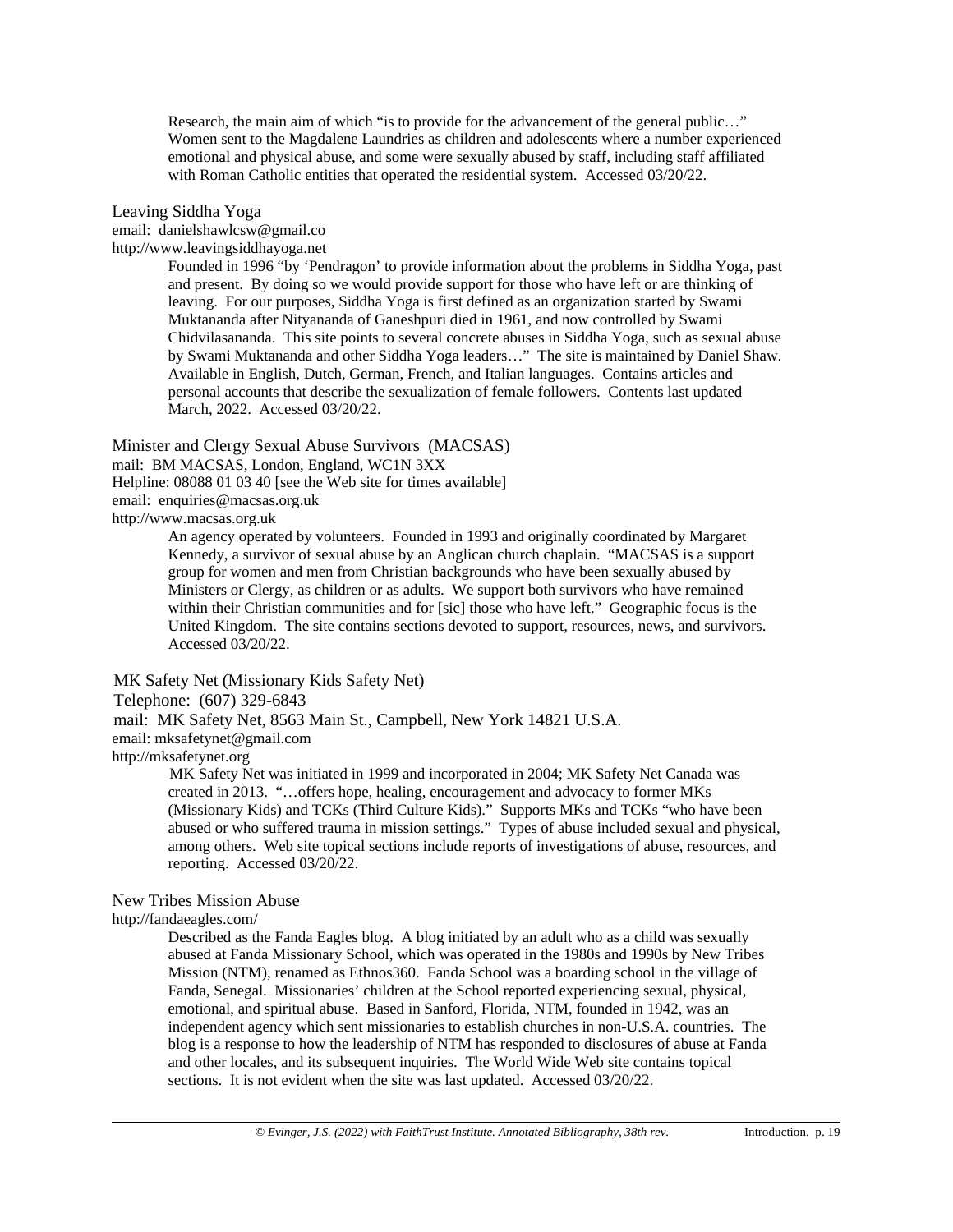Research, the main aim of which "is to provide for the advancement of the general public…" Women sent to the Magdalene Laundries as children and adolescents where a number experienced emotional and physical abuse, and some were sexually abused by staff, including staff affiliated with Roman Catholic entities that operated the residential system. Accessed 03/20/22.

Leaving Siddha Yoga
email: danielshawlcsw@gmail.co
http://www.leavingsiddhayoga.net

Founded in 1996 "by 'Pendragon' to provide information about the problems in Siddha Yoga, past and present. By doing so we would provide support for those who have left or are thinking of leaving. For our purposes, Siddha Yoga is first defined as an organization started by Swami Muktananda after Nityananda of Ganeshpuri died in 1961, and now controlled by Swami Chidvilasananda. This site points to several concrete abuses in Siddha Yoga, such as sexual abuse by Swami Muktananda and other Siddha Yoga leaders…" The site is maintained by Daniel Shaw. Available in English, Dutch, German, French, and Italian languages. Contains articles and personal accounts that describe the sexualization of female followers. Contents last updated March, 2022. Accessed 03/20/22.

Minister and Clergy Sexual Abuse Survivors (MACSAS)
mail: BM MACSAS, London, England, WC1N 3XX
Helpline: 08088 01 03 40 [see the Web site for times available]
email: enquiries@macsas.org.uk
http://www.macsas.org.uk

An agency operated by volunteers. Founded in 1993 and originally coordinated by Margaret Kennedy, a survivor of sexual abuse by an Anglican church chaplain. "MACSAS is a support group for women and men from Christian backgrounds who have been sexually abused by Ministers or Clergy, as children or as adults. We support both survivors who have remained within their Christian communities and for [sic] those who have left." Geographic focus is the United Kingdom. The site contains sections devoted to support, resources, news, and survivors. Accessed 03/20/22.

MK Safety Net (Missionary Kids Safety Net)
Telephone: (607) 329-6843
mail: MK Safety Net, 8563 Main St., Campbell, New York 14821 U.S.A.
email: mksafetynet@gmail.com
http://mksafetynet.org

MK Safety Net was initiated in 1999 and incorporated in 2004; MK Safety Net Canada was created in 2013. "…offers hope, healing, encouragement and advocacy to former MKs (Missionary Kids) and TCKs (Third Culture Kids)." Supports MKs and TCKs "who have been abused or who suffered trauma in mission settings." Types of abuse included sexual and physical, among others. Web site topical sections include reports of investigations of abuse, resources, and reporting. Accessed 03/20/22.

New Tribes Mission Abuse
http://fandaeagles.com/

Described as the Fanda Eagles blog. A blog initiated by an adult who as a child was sexually abused at Fanda Missionary School, which was operated in the 1980s and 1990s by New Tribes Mission (NTM), renamed as Ethnos360. Fanda School was a boarding school in the village of Fanda, Senegal. Missionaries' children at the School reported experiencing sexual, physical, emotional, and spiritual abuse. Based in Sanford, Florida, NTM, founded in 1942, was an independent agency which sent missionaries to establish churches in non-U.S.A. countries. The blog is a response to how the leadership of NTM has responded to disclosures of abuse at Fanda and other locales, and its subsequent inquiries. The World Wide Web site contains topical sections. It is not evident when the site was last updated. Accessed 03/20/22.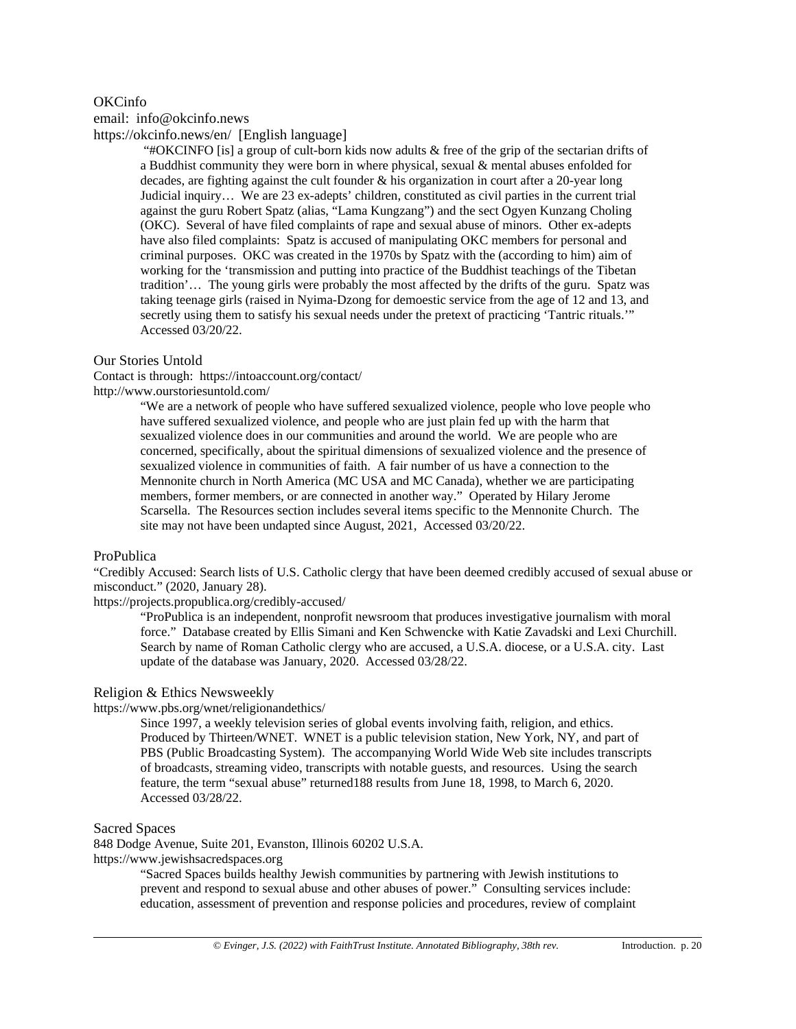OKCinfo
email: info@okcinfo.news
https://okcinfo.news/en/ [English language]

> "#OKCINFO [is] a group of cult-born kids now adults & free of the grip of the sectarian drifts of a Buddhist community they were born in where physical, sexual & mental abuses enfolded for decades, are fighting against the cult founder & his organization in court after a 20-year long Judicial inquiry… We are 23 ex-adepts' children, constituted as civil parties in the current trial against the guru Robert Spatz (alias, "Lama Kungzang") and the sect Ogyen Kunzang Choling (OKC). Several of have filed complaints of rape and sexual abuse of minors. Other ex-adepts have also filed complaints: Spatz is accused of manipulating OKC members for personal and criminal purposes. OKC was created in the 1970s by Spatz with the (according to him) aim of working for the 'transmission and putting into practice of the Buddhist teachings of the Tibetan tradition'… The young girls were probably the most affected by the drifts of the guru. Spatz was taking teenage girls (raised in Nyima-Dzong for demoestic service from the age of 12 and 13, and secretly using them to satisfy his sexual needs under the pretext of practicing 'Tantric rituals.'" Accessed 03/20/22.

Our Stories Untold
Contact is through: https://intoaccount.org/contact/
http://www.ourstoriesuntold.com/

> "We are a network of people who have suffered sexualized violence, people who love people who have suffered sexualized violence, and people who are just plain fed up with the harm that sexualized violence does in our communities and around the world. We are people who are concerned, specifically, about the spiritual dimensions of sexualized violence and the presence of sexualized violence in communities of faith. A fair number of us have a connection to the Mennonite church in North America (MC USA and MC Canada), whether we are participating members, former members, or are connected in another way." Operated by Hilary Jerome Scarsella. The Resources section includes several items specific to the Mennonite Church. The site may not have been undapted since August, 2021, Accessed 03/20/22.

ProPublica
"Credibly Accused: Search lists of U.S. Catholic clergy that have been deemed credibly accused of sexual abuse or misconduct." (2020, January 28).
https://projects.propublica.org/credibly-accused/

> "ProPublica is an independent, nonprofit newsroom that produces investigative journalism with moral force." Database created by Ellis Simani and Ken Schwencke with Katie Zavadski and Lexi Churchill. Search by name of Roman Catholic clergy who are accused, a U.S.A. diocese, or a U.S.A. city. Last update of the database was January, 2020. Accessed 03/28/22.

Religion & Ethics Newsweekly
https://www.pbs.org/wnet/religionandethics/

> Since 1997, a weekly television series of global events involving faith, religion, and ethics. Produced by Thirteen/WNET. WNET is a public television station, New York, NY, and part of PBS (Public Broadcasting System). The accompanying World Wide Web site includes transcripts of broadcasts, streaming video, transcripts with notable guests, and resources. Using the search feature, the term "sexual abuse" returned188 results from June 18, 1998, to March 6, 2020. Accessed 03/28/22.

Sacred Spaces
848 Dodge Avenue, Suite 201, Evanston, Illinois 60202 U.S.A.
https://www.jewishsacredspaces.org

> "Sacred Spaces builds healthy Jewish communities by partnering with Jewish institutions to prevent and respond to sexual abuse and other abuses of power." Consulting services include: education, assessment of prevention and response policies and procedures, review of complaint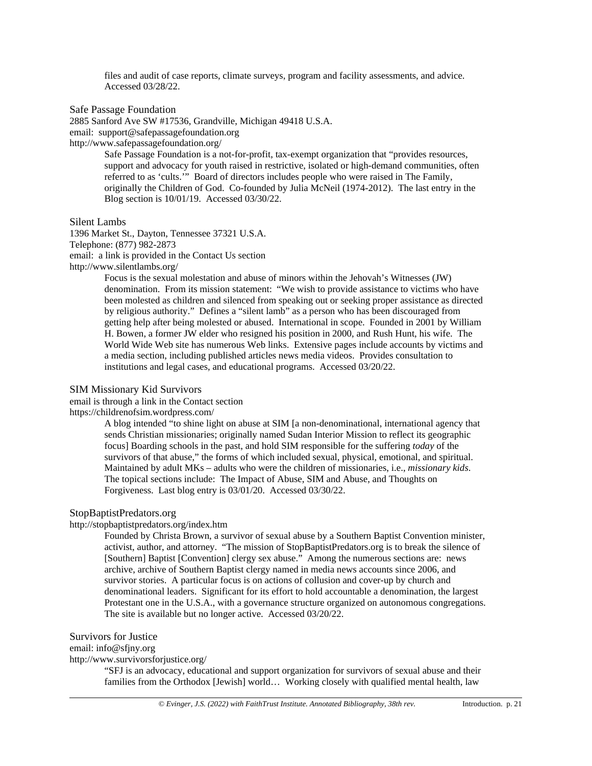files and audit of case reports, climate surveys, program and facility assessments, and advice. Accessed 03/28/22.

Safe Passage Foundation
2885 Sanford Ave SW #17536, Grandville, Michigan 49418 U.S.A.
email: support@safepassagefoundation.org
http://www.safepassagefoundation.org/

Safe Passage Foundation is a not-for-profit, tax-exempt organization that "provides resources, support and advocacy for youth raised in restrictive, isolated or high-demand communities, often referred to as 'cults.'" Board of directors includes people who were raised in The Family, originally the Children of God. Co-founded by Julia McNeil (1974-2012). The last entry in the Blog section is 10/01/19. Accessed 03/30/22.

Silent Lambs
1396 Market St., Dayton, Tennessee 37321 U.S.A.
Telephone: (877) 982-2873
email: a link is provided in the Contact Us section
http://www.silentlambs.org/

Focus is the sexual molestation and abuse of minors within the Jehovah's Witnesses (JW) denomination. From its mission statement: "We wish to provide assistance to victims who have been molested as children and silenced from speaking out or seeking proper assistance as directed by religious authority." Defines a "silent lamb" as a person who has been discouraged from getting help after being molested or abused. International in scope. Founded in 2001 by William H. Bowen, a former JW elder who resigned his position in 2000, and Rush Hunt, his wife. The World Wide Web site has numerous Web links. Extensive pages include accounts by victims and a media section, including published articles news media videos. Provides consultation to institutions and legal cases, and educational programs. Accessed 03/20/22.

SIM Missionary Kid Survivors
email is through a link in the Contact section
https://childrenofsim.wordpress.com/

A blog intended "to shine light on abuse at SIM [a non-denominational, international agency that sends Christian missionaries; originally named Sudan Interior Mission to reflect its geographic focus] Boarding schools in the past, and hold SIM responsible for the suffering *today* of the survivors of that abuse," the forms of which included sexual, physical, emotional, and spiritual. Maintained by adult MKs – adults who were the children of missionaries, i.e., *missionary kids*. The topical sections include: The Impact of Abuse, SIM and Abuse, and Thoughts on Forgiveness. Last blog entry is 03/01/20. Accessed 03/30/22.

StopBaptistPredators.org
http://stopbaptistpredators.org/index.htm

Founded by Christa Brown, a survivor of sexual abuse by a Southern Baptist Convention minister, activist, author, and attorney. "The mission of StopBaptistPredators.org is to break the silence of [Southern] Baptist [Convention] clergy sex abuse." Among the numerous sections are: news archive, archive of Southern Baptist clergy named in media news accounts since 2006, and survivor stories. A particular focus is on actions of collusion and cover-up by church and denominational leaders. Significant for its effort to hold accountable a denomination, the largest Protestant one in the U.S.A., with a governance structure organized on autonomous congregations. The site is available but no longer active. Accessed 03/20/22.

Survivors for Justice
email: info@sfjny.org
http://www.survivorsforjustice.org/

"SFJ is an advocacy, educational and support organization for survivors of sexual abuse and their families from the Orthodox [Jewish] world… Working closely with qualified mental health, law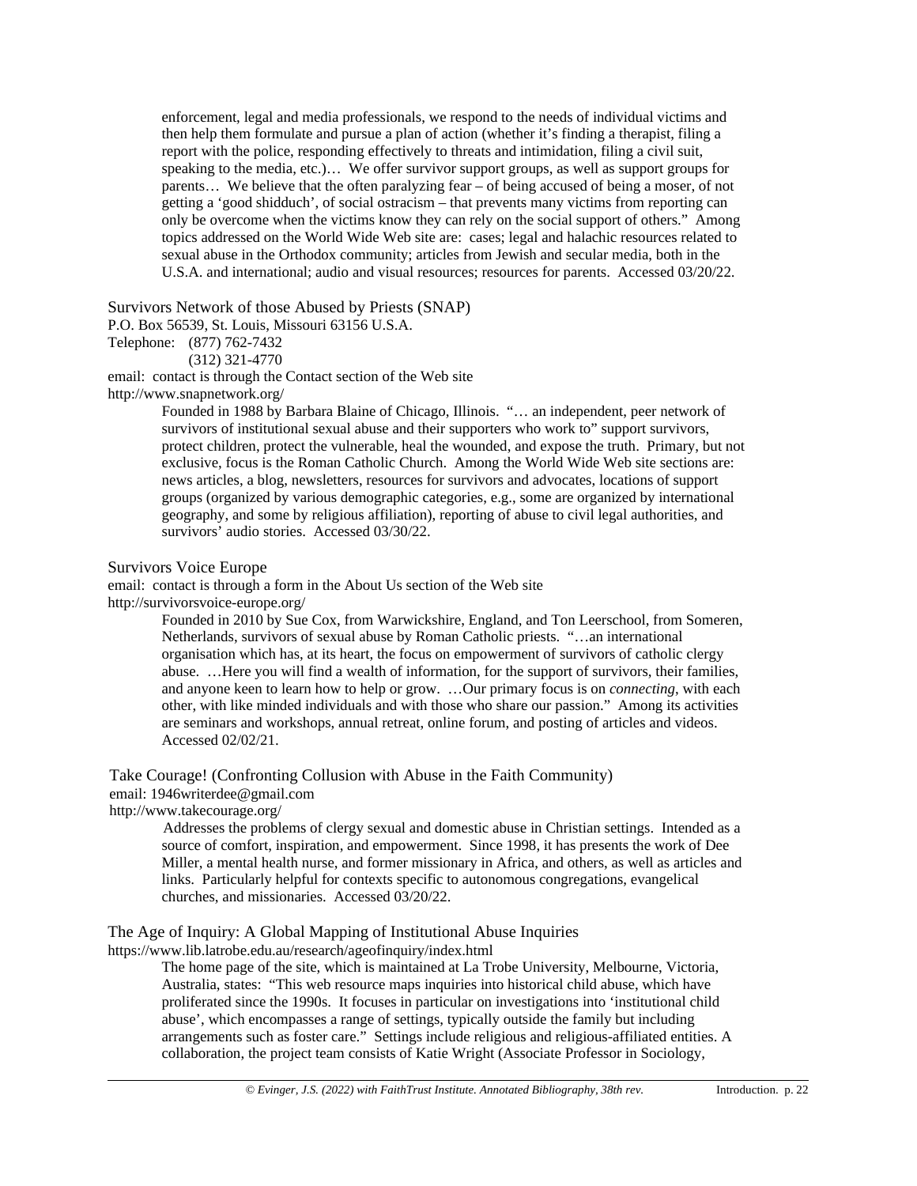enforcement, legal and media professionals, we respond to the needs of individual victims and then help them formulate and pursue a plan of action (whether it's finding a therapist, filing a report with the police, responding effectively to threats and intimidation, filing a civil suit, speaking to the media, etc.)… We offer survivor support groups, as well as support groups for parents… We believe that the often paralyzing fear – of being accused of being a moser, of not getting a 'good shidduch', of social ostracism – that prevents many victims from reporting can only be overcome when the victims know they can rely on the social support of others." Among topics addressed on the World Wide Web site are: cases; legal and halachic resources related to sexual abuse in the Orthodox community; articles from Jewish and secular media, both in the U.S.A. and international; audio and visual resources; resources for parents. Accessed 03/20/22.

Survivors Network of those Abused by Priests (SNAP)
P.O. Box 56539, St. Louis, Missouri 63156 U.S.A.
Telephone: (877) 762-7432
(312) 321-4770
email: contact is through the Contact section of the Web site
http://www.snapnetwork.org/

Founded in 1988 by Barbara Blaine of Chicago, Illinois. "… an independent, peer network of survivors of institutional sexual abuse and their supporters who work to" support survivors, protect children, protect the vulnerable, heal the wounded, and expose the truth. Primary, but not exclusive, focus is the Roman Catholic Church. Among the World Wide Web site sections are: news articles, a blog, newsletters, resources for survivors and advocates, locations of support groups (organized by various demographic categories, e.g., some are organized by international geography, and some by religious affiliation), reporting of abuse to civil legal authorities, and survivors' audio stories. Accessed 03/30/22.

Survivors Voice Europe
email: contact is through a form in the About Us section of the Web site
http://survivorsvoice-europe.org/

Founded in 2010 by Sue Cox, from Warwickshire, England, and Ton Leerschool, from Someren, Netherlands, survivors of sexual abuse by Roman Catholic priests. "…an international organisation which has, at its heart, the focus on empowerment of survivors of catholic clergy abuse. …Here you will find a wealth of information, for the support of survivors, their families, and anyone keen to learn how to help or grow. …Our primary focus is on *connecting*, with each other, with like minded individuals and with those who share our passion." Among its activities are seminars and workshops, annual retreat, online forum, and posting of articles and videos. Accessed 02/02/21.

Take Courage! (Confronting Collusion with Abuse in the Faith Community)
email: 1946writerdee@gmail.com
http://www.takecourage.org/

Addresses the problems of clergy sexual and domestic abuse in Christian settings. Intended as a source of comfort, inspiration, and empowerment. Since 1998, it has presents the work of Dee Miller, a mental health nurse, and former missionary in Africa, and others, as well as articles and links. Particularly helpful for contexts specific to autonomous congregations, evangelical churches, and missionaries. Accessed 03/20/22.

The Age of Inquiry: A Global Mapping of Institutional Abuse Inquiries
https://www.lib.latrobe.edu.au/research/ageofinquiry/index.html

The home page of the site, which is maintained at La Trobe University, Melbourne, Victoria, Australia, states: "This web resource maps inquiries into historical child abuse, which have proliferated since the 1990s. It focuses in particular on investigations into 'institutional child abuse', which encompasses a range of settings, typically outside the family but including arrangements such as foster care." Settings include religious and religious-affiliated entities. A collaboration, the project team consists of Katie Wright (Associate Professor in Sociology,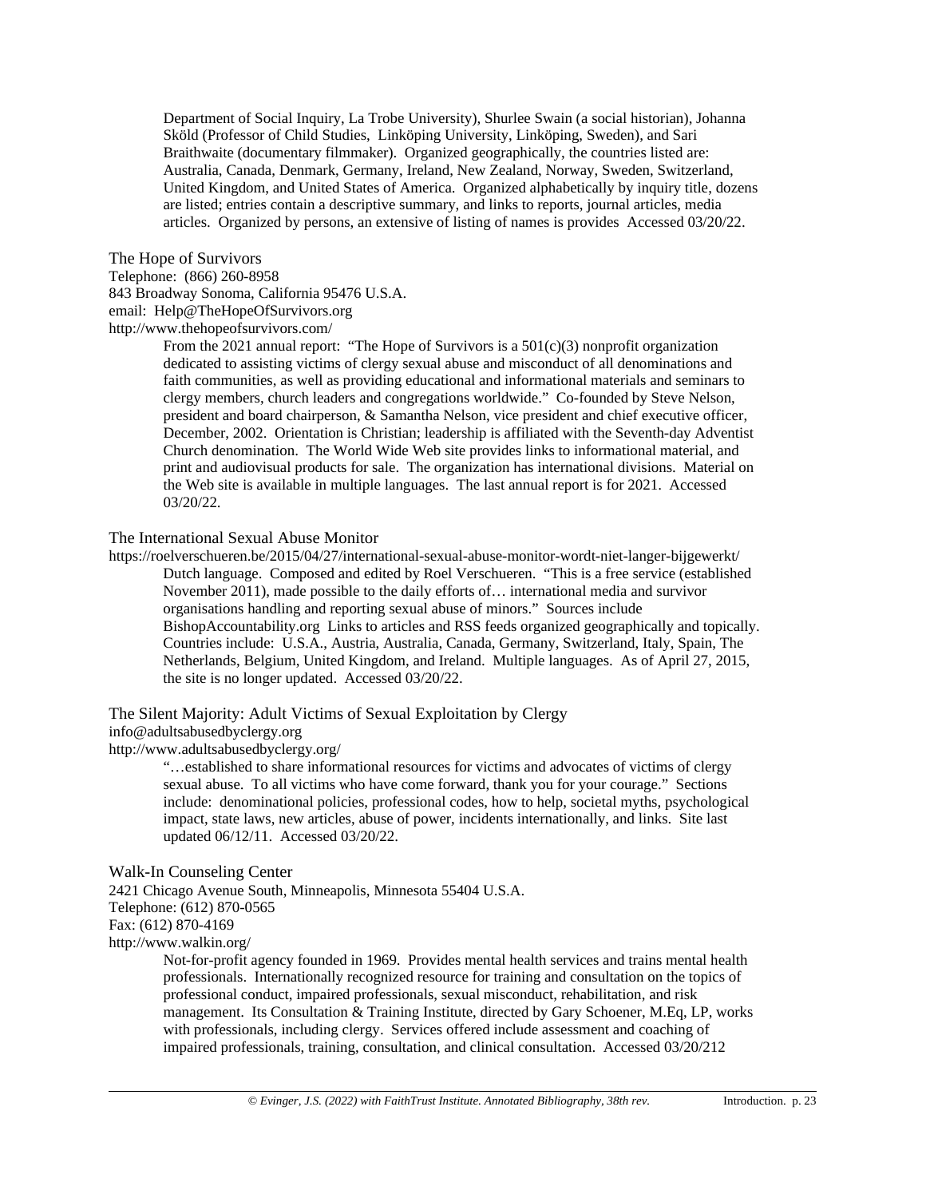Department of Social Inquiry, La Trobe University), Shurlee Swain (a social historian), Johanna Sköld (Professor of Child Studies, Linköping University, Linköping, Sweden), and Sari Braithwaite (documentary filmmaker). Organized geographically, the countries listed are: Australia, Canada, Denmark, Germany, Ireland, New Zealand, Norway, Sweden, Switzerland, United Kingdom, and United States of America. Organized alphabetically by inquiry title, dozens are listed; entries contain a descriptive summary, and links to reports, journal articles, media articles. Organized by persons, an extensive of listing of names is provides Accessed 03/20/22.

The Hope of Survivors
Telephone: (866) 260-8958
843 Broadway Sonoma, California 95476 U.S.A.
email: Help@TheHopeOfSurvivors.org
http://www.thehopeofsurvivors.com/

> From the 2021 annual report: "The Hope of Survivors is a 501(c)(3) nonprofit organization dedicated to assisting victims of clergy sexual abuse and misconduct of all denominations and faith communities, as well as providing educational and informational materials and seminars to clergy members, church leaders and congregations worldwide." Co-founded by Steve Nelson, president and board chairperson, & Samantha Nelson, vice president and chief executive officer, December, 2002. Orientation is Christian; leadership is affiliated with the Seventh-day Adventist Church denomination. The World Wide Web site provides links to informational material, and print and audiovisual products for sale. The organization has international divisions. Material on the Web site is available in multiple languages. The last annual report is for 2021. Accessed 03/20/22.

The International Sexual Abuse Monitor
https://roelverschueren.be/2015/04/27/international-sexual-abuse-monitor-wordt-niet-langer-bijgewerkt/

> Dutch language. Composed and edited by Roel Verschueren. "This is a free service (established November 2011), made possible to the daily efforts of… international media and survivor organisations handling and reporting sexual abuse of minors." Sources include BishopAccountability.org Links to articles and RSS feeds organized geographically and topically. Countries include: U.S.A., Austria, Australia, Canada, Germany, Switzerland, Italy, Spain, The Netherlands, Belgium, United Kingdom, and Ireland. Multiple languages. As of April 27, 2015, the site is no longer updated. Accessed 03/20/22.

The Silent Majority: Adult Victims of Sexual Exploitation by Clergy
info@adultsabusedbyclergy.org
http://www.adultsabusedbyclergy.org/

> "…established to share informational resources for victims and advocates of victims of clergy sexual abuse. To all victims who have come forward, thank you for your courage." Sections include: denominational policies, professional codes, how to help, societal myths, psychological impact, state laws, new articles, abuse of power, incidents internationally, and links. Site last updated 06/12/11. Accessed 03/20/22.

Walk-In Counseling Center
2421 Chicago Avenue South, Minneapolis, Minnesota 55404 U.S.A.
Telephone: (612) 870-0565
Fax: (612) 870-4169
http://www.walkin.org/

> Not-for-profit agency founded in 1969. Provides mental health services and trains mental health professionals. Internationally recognized resource for training and consultation on the topics of professional conduct, impaired professionals, sexual misconduct, rehabilitation, and risk management. Its Consultation & Training Institute, directed by Gary Schoener, M.Eq, LP, works with professionals, including clergy. Services offered include assessment and coaching of impaired professionals, training, consultation, and clinical consultation. Accessed 03/20/212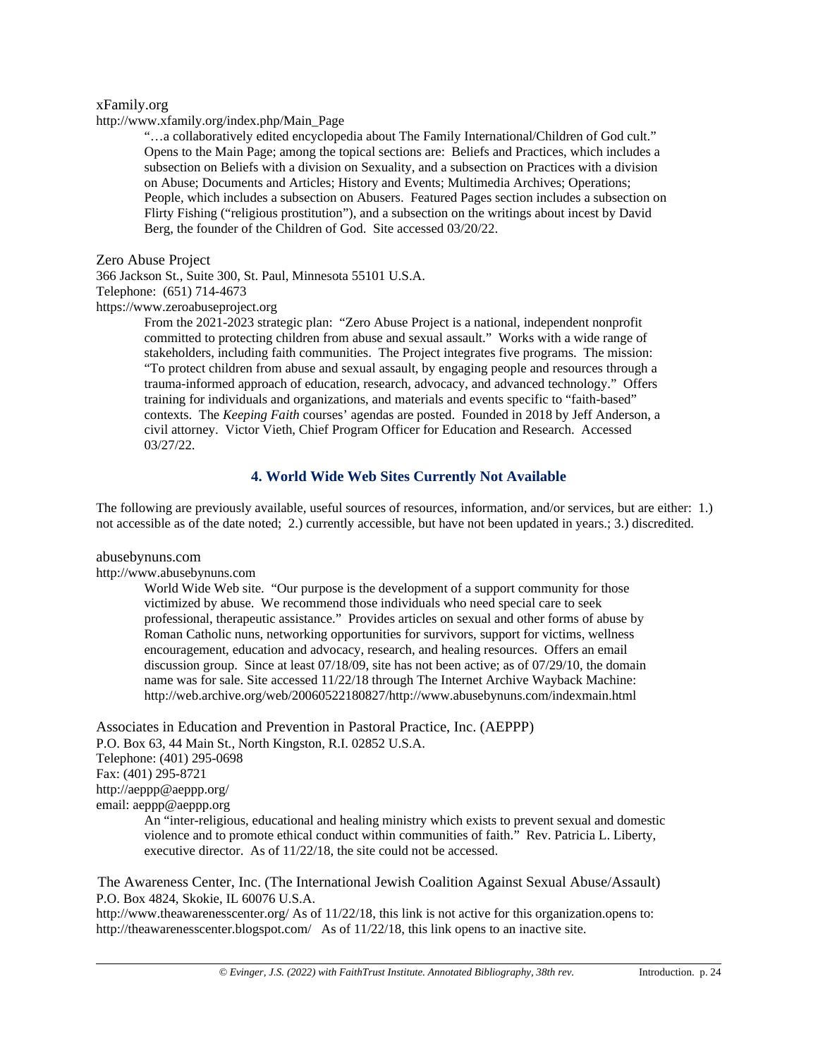xFamily.org

http://www.xfamily.org/index.php/Main_Page

> "…a collaboratively edited encyclopedia about The Family International/Children of God cult." Opens to the Main Page; among the topical sections are: Beliefs and Practices, which includes a subsection on Beliefs with a division on Sexuality, and a subsection on Practices with a division on Abuse; Documents and Articles; History and Events; Multimedia Archives; Operations; People, which includes a subsection on Abusers. Featured Pages section includes a subsection on Flirty Fishing ("religious prostitution"), and a subsection on the writings about incest by David Berg, the founder of the Children of God. Site accessed 03/20/22.

Zero Abuse Project

366 Jackson St., Suite 300, St. Paul, Minnesota 55101 U.S.A.

Telephone: (651) 714-4673

https://www.zeroabuseproject.org

> From the 2021-2023 strategic plan: "Zero Abuse Project is a national, independent nonprofit committed to protecting children from abuse and sexual assault." Works with a wide range of stakeholders, including faith communities. The Project integrates five programs. The mission: "To protect children from abuse and sexual assault, by engaging people and resources through a trauma-informed approach of education, research, advocacy, and advanced technology." Offers training for individuals and organizations, and materials and events specific to "faith-based" contexts. The *Keeping Faith* courses' agendas are posted. Founded in 2018 by Jeff Anderson, a civil attorney. Victor Vieth, Chief Program Officer for Education and Research. Accessed 03/27/22.

## 4. World Wide Web Sites Currently Not Available

The following are previously available, useful sources of resources, information, and/or services, but are either: 1.) not accessible as of the date noted; 2.) currently accessible, but have not been updated in years.; 3.) discredited.

abusebynuns.com

http://www.abusebynuns.com

> World Wide Web site. "Our purpose is the development of a support community for those victimized by abuse. We recommend those individuals who need special care to seek professional, therapeutic assistance." Provides articles on sexual and other forms of abuse by Roman Catholic nuns, networking opportunities for survivors, support for victims, wellness encouragement, education and advocacy, research, and healing resources. Offers an email discussion group. Since at least 07/18/09, site has not been active; as of 07/29/10, the domain name was for sale. Site accessed 11/22/18 through The Internet Archive Wayback Machine: http://web.archive.org/web/20060522180827/http://www.abusebynuns.com/indexmain.html

Associates in Education and Prevention in Pastoral Practice, Inc. (AEPPP)

P.O. Box 63, 44 Main St., North Kingston, R.I. 02852 U.S.A.

Telephone: (401) 295-0698

Fax: (401) 295-8721

http://aeppp@aeppp.org/

email: aeppp@aeppp.org

> An "inter-religious, educational and healing ministry which exists to prevent sexual and domestic violence and to promote ethical conduct within communities of faith." Rev. Patricia L. Liberty, executive director. As of 11/22/18, the site could not be accessed.

The Awareness Center, Inc. (The International Jewish Coalition Against Sexual Abuse/Assault)

P.O. Box 4824, Skokie, IL 60076 U.S.A.

http://www.theawarenesscenter.org/ As of 11/22/18, this link is not active for this organization.opens to: http://theawarenesscenter.blogspot.com/ As of 11/22/18, this link opens to an inactive site.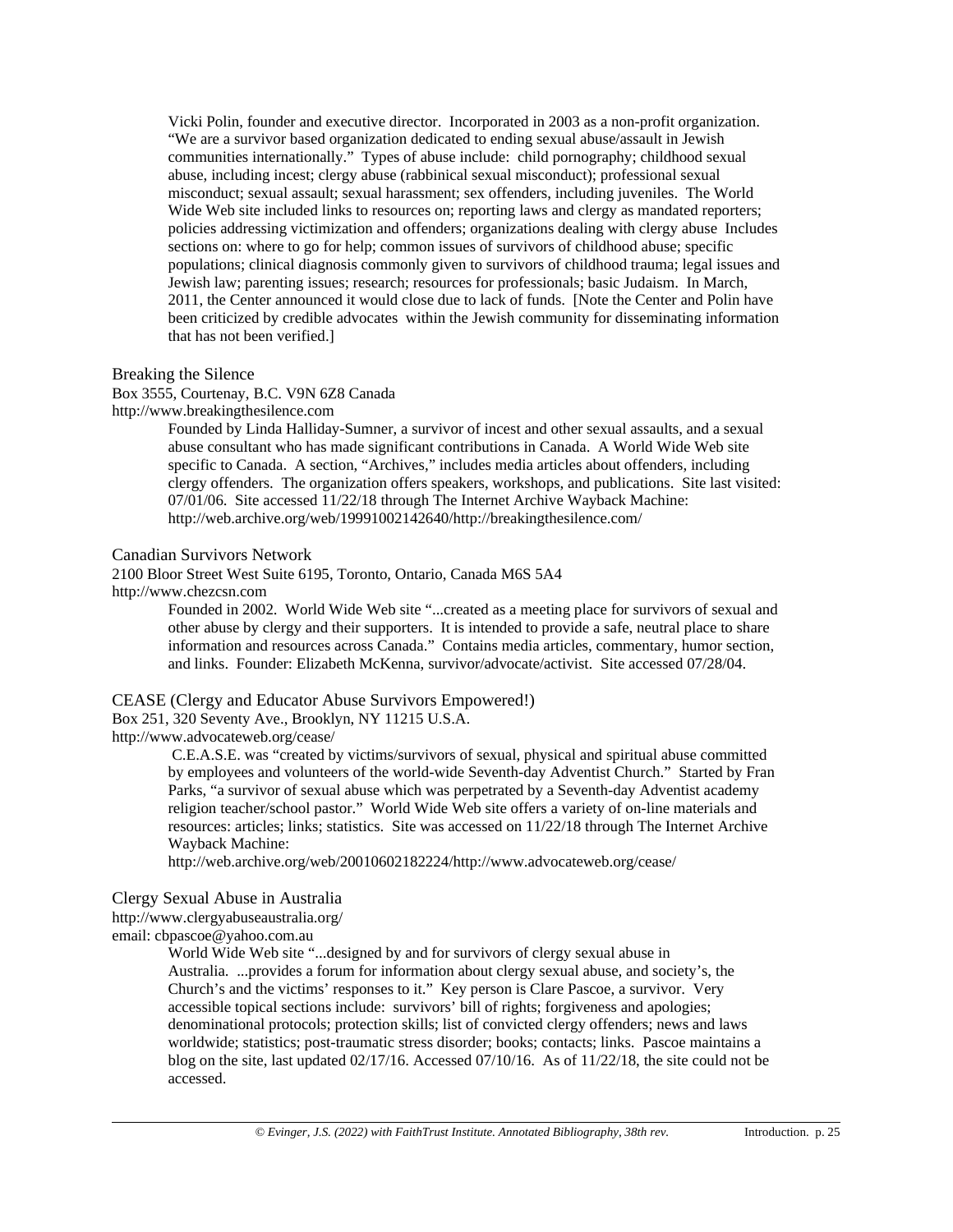Vicki Polin, founder and executive director. Incorporated in 2003 as a non-profit organization. "We are a survivor based organization dedicated to ending sexual abuse/assault in Jewish communities internationally." Types of abuse include: child pornography; childhood sexual abuse, including incest; clergy abuse (rabbinical sexual misconduct); professional sexual misconduct; sexual assault; sexual harassment; sex offenders, including juveniles. The World Wide Web site included links to resources on; reporting laws and clergy as mandated reporters; policies addressing victimization and offenders; organizations dealing with clergy abuse Includes sections on: where to go for help; common issues of survivors of childhood abuse; specific populations; clinical diagnosis commonly given to survivors of childhood trauma; legal issues and Jewish law; parenting issues; research; resources for professionals; basic Judaism. In March, 2011, the Center announced it would close due to lack of funds. [Note the Center and Polin have been criticized by credible advocates within the Jewish community for disseminating information that has not been verified.]

Breaking the Silence
Box 3555, Courtenay, B.C. V9N 6Z8 Canada
http://www.breakingthesilence.com

Founded by Linda Halliday-Sumner, a survivor of incest and other sexual assaults, and a sexual abuse consultant who has made significant contributions in Canada. A World Wide Web site specific to Canada. A section, "Archives," includes media articles about offenders, including clergy offenders. The organization offers speakers, workshops, and publications. Site last visited: 07/01/06. Site accessed 11/22/18 through The Internet Archive Wayback Machine: http://web.archive.org/web/19991002142640/http://breakingthesilence.com/

Canadian Survivors Network
2100 Bloor Street West Suite 6195, Toronto, Ontario, Canada M6S 5A4
http://www.chezcsn.com

Founded in 2002. World Wide Web site "...created as a meeting place for survivors of sexual and other abuse by clergy and their supporters. It is intended to provide a safe, neutral place to share information and resources across Canada." Contains media articles, commentary, humor section, and links. Founder: Elizabeth McKenna, survivor/advocate/activist. Site accessed 07/28/04.

CEASE (Clergy and Educator Abuse Survivors Empowered!)
Box 251, 320 Seventy Ave., Brooklyn, NY 11215 U.S.A.
http://www.advocateweb.org/cease/

C.E.A.S.E. was "created by victims/survivors of sexual, physical and spiritual abuse committed by employees and volunteers of the world-wide Seventh-day Adventist Church." Started by Fran Parks, "a survivor of sexual abuse which was perpetrated by a Seventh-day Adventist academy religion teacher/school pastor." World Wide Web site offers a variety of on-line materials and resources: articles; links; statistics. Site was accessed on 11/22/18 through The Internet Archive Wayback Machine:
http://web.archive.org/web/20010602182224/http://www.advocateweb.org/cease/

Clergy Sexual Abuse in Australia
http://www.clergyabuseaustralia.org/
email: cbpascoe@yahoo.com.au

World Wide Web site "...designed by and for survivors of clergy sexual abuse in Australia. ...provides a forum for information about clergy sexual abuse, and society's, the Church's and the victims' responses to it." Key person is Clare Pascoe, a survivor. Very accessible topical sections include: survivors' bill of rights; forgiveness and apologies; denominational protocols; protection skills; list of convicted clergy offenders; news and laws worldwide; statistics; post-traumatic stress disorder; books; contacts; links. Pascoe maintains a blog on the site, last updated 02/17/16. Accessed 07/10/16. As of 11/22/18, the site could not be accessed.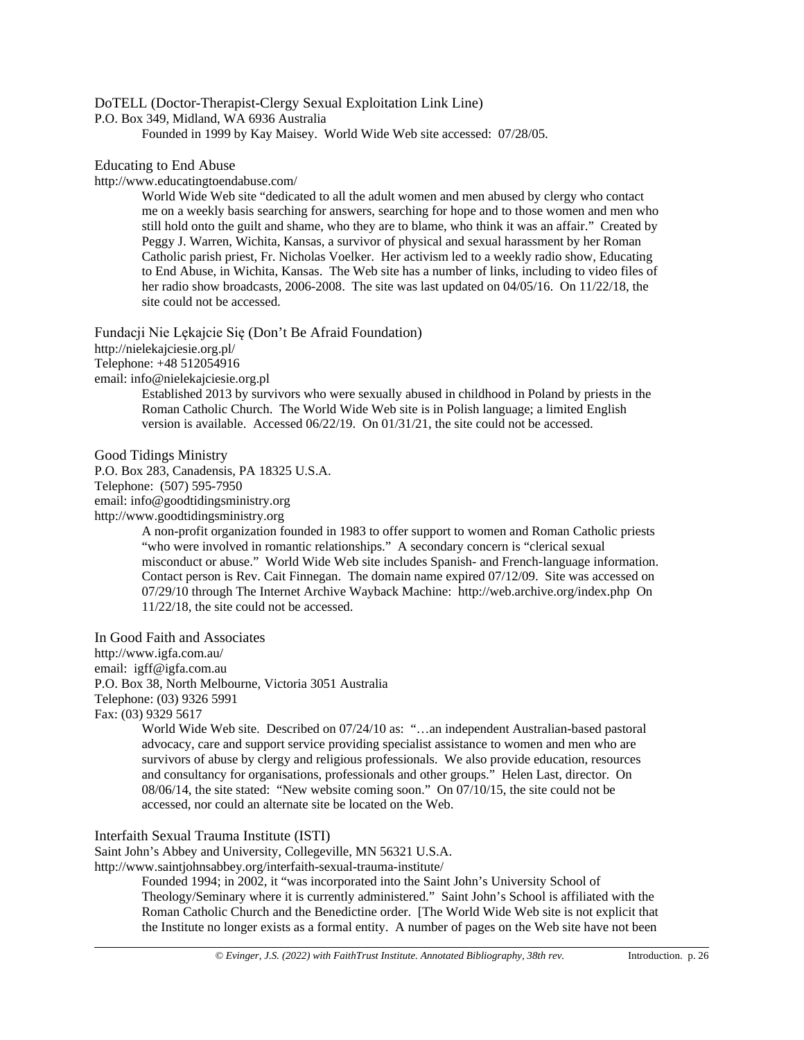DoTELL (Doctor-Therapist-Clergy Sexual Exploitation Link Line)

P.O. Box 349, Midland, WA 6936 Australia

Founded in 1999 by Kay Maisey. World Wide Web site accessed: 07/28/05.

Educating to End Abuse

http://www.educatingtoendabuse.com/

World Wide Web site "dedicated to all the adult women and men abused by clergy who contact me on a weekly basis searching for answers, searching for hope and to those women and men who still hold onto the guilt and shame, who they are to blame, who think it was an affair." Created by Peggy J. Warren, Wichita, Kansas, a survivor of physical and sexual harassment by her Roman Catholic parish priest, Fr. Nicholas Voelker. Her activism led to a weekly radio show, Educating to End Abuse, in Wichita, Kansas. The Web site has a number of links, including to video files of her radio show broadcasts, 2006-2008. The site was last updated on 04/05/16. On 11/22/18, the site could not be accessed.

Fundacji Nie Lękajcie Się (Don't Be Afraid Foundation)

http://nielekajciesie.org.pl/

Telephone: +48 512054916

email: info@nielekajciesie.org.pl

Established 2013 by survivors who were sexually abused in childhood in Poland by priests in the Roman Catholic Church. The World Wide Web site is in Polish language; a limited English version is available. Accessed 06/22/19. On 01/31/21, the site could not be accessed.

Good Tidings Ministry

P.O. Box 283, Canadensis, PA 18325 U.S.A.

Telephone: (507) 595-7950

email: info@goodtidingsministry.org

http://www.goodtidingsministry.org

A non-profit organization founded in 1983 to offer support to women and Roman Catholic priests "who were involved in romantic relationships." A secondary concern is "clerical sexual misconduct or abuse." World Wide Web site includes Spanish- and French-language information. Contact person is Rev. Cait Finnegan. The domain name expired 07/12/09. Site was accessed on 07/29/10 through The Internet Archive Wayback Machine: http://web.archive.org/index.php On 11/22/18, the site could not be accessed.

In Good Faith and Associates

http://www.igfa.com.au/

email: igff@igfa.com.au

P.O. Box 38, North Melbourne, Victoria 3051 Australia

Telephone: (03) 9326 5991

Fax: (03) 9329 5617

World Wide Web site. Described on 07/24/10 as: "…an independent Australian-based pastoral advocacy, care and support service providing specialist assistance to women and men who are survivors of abuse by clergy and religious professionals. We also provide education, resources and consultancy for organisations, professionals and other groups." Helen Last, director. On 08/06/14, the site stated: "New website coming soon." On 07/10/15, the site could not be accessed, nor could an alternate site be located on the Web.

Interfaith Sexual Trauma Institute (ISTI)

Saint John's Abbey and University, Collegeville, MN 56321 U.S.A.

http://www.saintjohnsabbey.org/interfaith-sexual-trauma-institute/

Founded 1994; in 2002, it "was incorporated into the Saint John's University School of Theology/Seminary where it is currently administered." Saint John's School is affiliated with the Roman Catholic Church and the Benedictine order. [The World Wide Web site is not explicit that the Institute no longer exists as a formal entity. A number of pages on the Web site have not been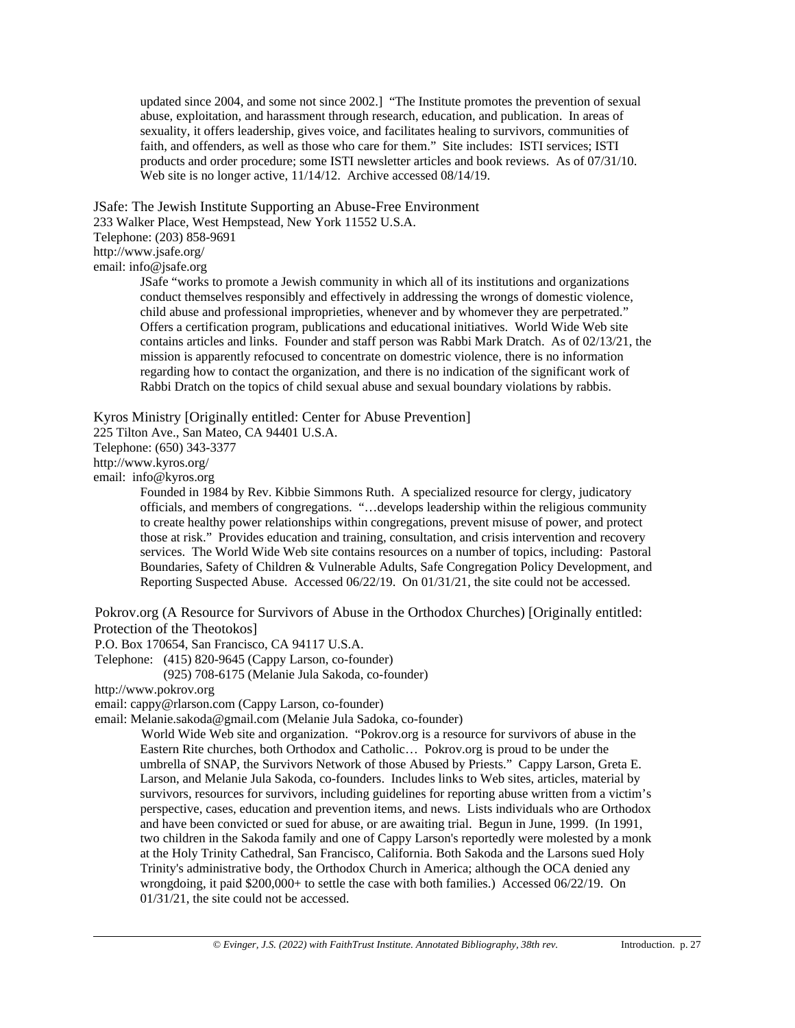updated since 2004, and some not since 2002.] "The Institute promotes the prevention of sexual abuse, exploitation, and harassment through research, education, and publication. In areas of sexuality, it offers leadership, gives voice, and facilitates healing to survivors, communities of faith, and offenders, as well as those who care for them." Site includes: ISTI services; ISTI products and order procedure; some ISTI newsletter articles and book reviews. As of 07/31/10. Web site is no longer active, 11/14/12. Archive accessed 08/14/19.

JSafe: The Jewish Institute Supporting an Abuse-Free Environment
233 Walker Place, West Hempstead, New York 11552 U.S.A.
Telephone: (203) 858-9691
http://www.jsafe.org/
email: info@jsafe.org

JSafe "works to promote a Jewish community in which all of its institutions and organizations conduct themselves responsibly and effectively in addressing the wrongs of domestic violence, child abuse and professional improprieties, whenever and by whomever they are perpetrated." Offers a certification program, publications and educational initiatives. World Wide Web site contains articles and links. Founder and staff person was Rabbi Mark Dratch. As of 02/13/21, the mission is apparently refocused to concentrate on domestic violence, there is no information regarding how to contact the organization, and there is no indication of the significant work of Rabbi Dratch on the topics of child sexual abuse and sexual boundary violations by rabbis.

Kyros Ministry [Originally entitled: Center for Abuse Prevention]
225 Tilton Ave., San Mateo, CA 94401 U.S.A.
Telephone: (650) 343-3377
http://www.kyros.org/
email: info@kyros.org

Founded in 1984 by Rev. Kibbie Simmons Ruth. A specialized resource for clergy, judicatory officials, and members of congregations. "…develops leadership within the religious community to create healthy power relationships within congregations, prevent misuse of power, and protect those at risk." Provides education and training, consultation, and crisis intervention and recovery services. The World Wide Web site contains resources on a number of topics, including: Pastoral Boundaries, Safety of Children & Vulnerable Adults, Safe Congregation Policy Development, and Reporting Suspected Abuse. Accessed 06/22/19. On 01/31/21, the site could not be accessed.

Pokrov.org (A Resource for Survivors of Abuse in the Orthodox Churches) [Originally entitled: Protection of the Theotokos]
P.O. Box 170654, San Francisco, CA 94117 U.S.A.
Telephone: (415) 820-9645 (Cappy Larson, co-founder)
(925) 708-6175 (Melanie Jula Sakoda, co-founder)
http://www.pokrov.org
email: cappy@rlarson.com (Cappy Larson, co-founder)
email: Melanie.sakoda@gmail.com (Melanie Jula Sadoka, co-founder)

World Wide Web site and organization. "Pokrov.org is a resource for survivors of abuse in the Eastern Rite churches, both Orthodox and Catholic… Pokrov.org is proud to be under the umbrella of SNAP, the Survivors Network of those Abused by Priests." Cappy Larson, Greta E. Larson, and Melanie Jula Sakoda, co-founders. Includes links to Web sites, articles, material by survivors, resources for survivors, including guidelines for reporting abuse written from a victim's perspective, cases, education and prevention items, and news. Lists individuals who are Orthodox and have been convicted or sued for abuse, or are awaiting trial. Begun in June, 1999. (In 1991, two children in the Sakoda family and one of Cappy Larson's reportedly were molested by a monk at the Holy Trinity Cathedral, San Francisco, California. Both Sakoda and the Larsons sued Holy Trinity's administrative body, the Orthodox Church in America; although the OCA denied any wrongdoing, it paid $200,000+ to settle the case with both families.) Accessed 06/22/19. On 01/31/21, the site could not be accessed.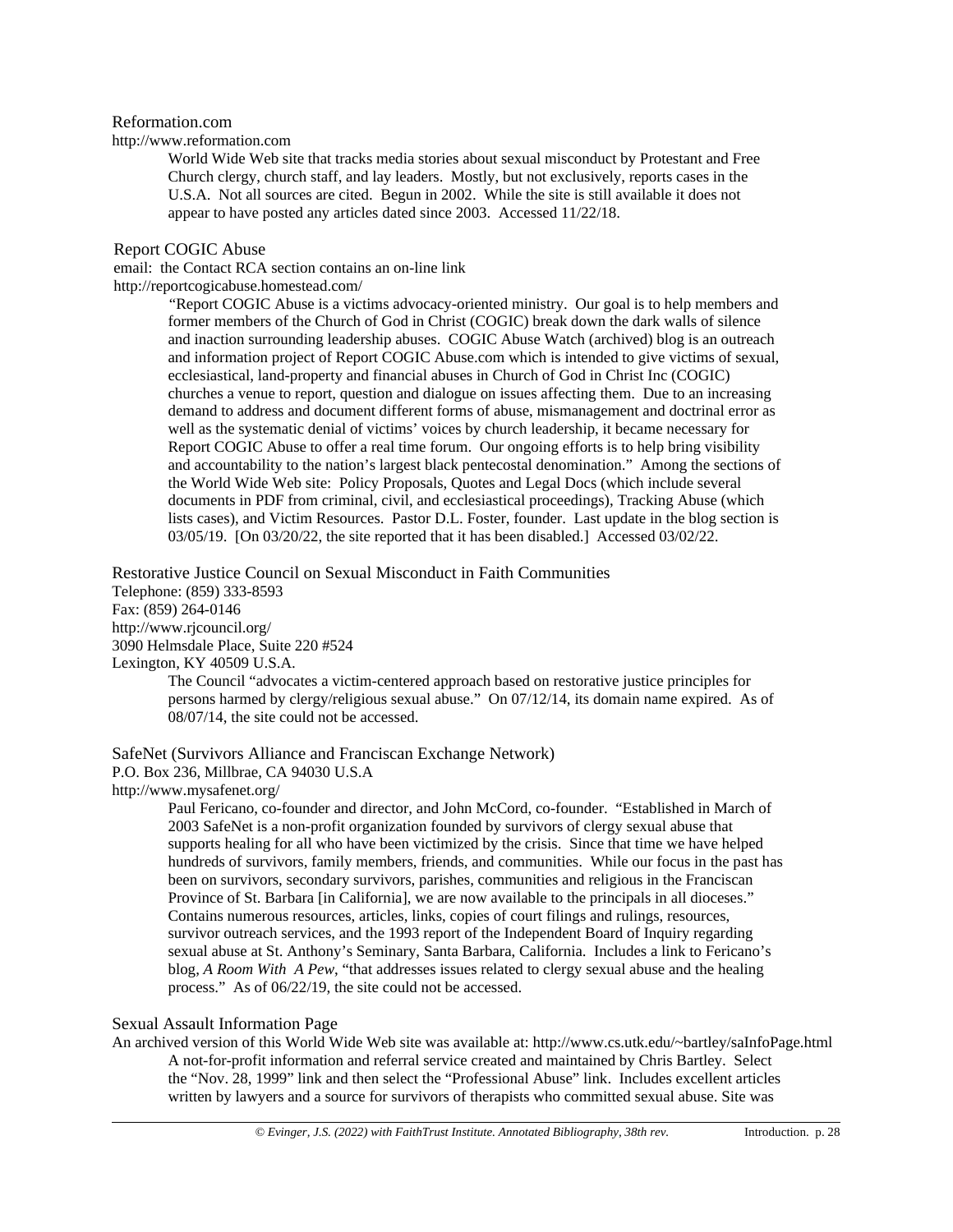Reformation.com
http://www.reformation.com

World Wide Web site that tracks media stories about sexual misconduct by Protestant and Free Church clergy, church staff, and lay leaders. Mostly, but not exclusively, reports cases in the U.S.A. Not all sources are cited. Begun in 2002. While the site is still available it does not appear to have posted any articles dated since 2003. Accessed 11/22/18.

Report COGIC Abuse
email: the Contact RCA section contains an on-line link
http://reportcogicabuse.homestead.com/

"Report COGIC Abuse is a victims advocacy-oriented ministry. Our goal is to help members and former members of the Church of God in Christ (COGIC) break down the dark walls of silence and inaction surrounding leadership abuses. COGIC Abuse Watch (archived) blog is an outreach and information project of Report COGIC Abuse.com which is intended to give victims of sexual, ecclesiastical, land-property and financial abuses in Church of God in Christ Inc (COGIC) churches a venue to report, question and dialogue on issues affecting them. Due to an increasing demand to address and document different forms of abuse, mismanagement and doctrinal error as well as the systematic denial of victims' voices by church leadership, it became necessary for Report COGIC Abuse to offer a real time forum. Our ongoing efforts is to help bring visibility and accountability to the nation's largest black pentecostal denomination." Among the sections of the World Wide Web site: Policy Proposals, Quotes and Legal Docs (which include several documents in PDF from criminal, civil, and ecclesiastical proceedings), Tracking Abuse (which lists cases), and Victim Resources. Pastor D.L. Foster, founder. Last update in the blog section is 03/05/19. [On 03/20/22, the site reported that it has been disabled.] Accessed 03/02/22.

Restorative Justice Council on Sexual Misconduct in Faith Communities
Telephone: (859) 333-8593
Fax: (859) 264-0146
http://www.rjcouncil.org/
3090 Helmsdale Place, Suite 220 #524
Lexington, KY 40509 U.S.A.

The Council "advocates a victim-centered approach based on restorative justice principles for persons harmed by clergy/religious sexual abuse." On 07/12/14, its domain name expired. As of 08/07/14, the site could not be accessed.

SafeNet (Survivors Alliance and Franciscan Exchange Network)
P.O. Box 236, Millbrae, CA 94030 U.S.A
http://www.mysafenet.org/

Paul Fericano, co-founder and director, and John McCord, co-founder. "Established in March of 2003 SafeNet is a non-profit organization founded by survivors of clergy sexual abuse that supports healing for all who have been victimized by the crisis. Since that time we have helped hundreds of survivors, family members, friends, and communities. While our focus in the past has been on survivors, secondary survivors, parishes, communities and religious in the Franciscan Province of St. Barbara [in California], we are now available to the principals in all dioceses." Contains numerous resources, articles, links, copies of court filings and rulings, resources, survivor outreach services, and the 1993 report of the Independent Board of Inquiry regarding sexual abuse at St. Anthony's Seminary, Santa Barbara, California. Includes a link to Fericano's blog, *A Room With A Pew*, "that addresses issues related to clergy sexual abuse and the healing process." As of 06/22/19, the site could not be accessed.

Sexual Assault Information Page
An archived version of this World Wide Web site was available at: http://www.cs.utk.edu/~bartley/saInfoPage.html

A not-for-profit information and referral service created and maintained by Chris Bartley. Select the "Nov. 28, 1999" link and then select the "Professional Abuse" link. Includes excellent articles written by lawyers and a source for survivors of therapists who committed sexual abuse. Site was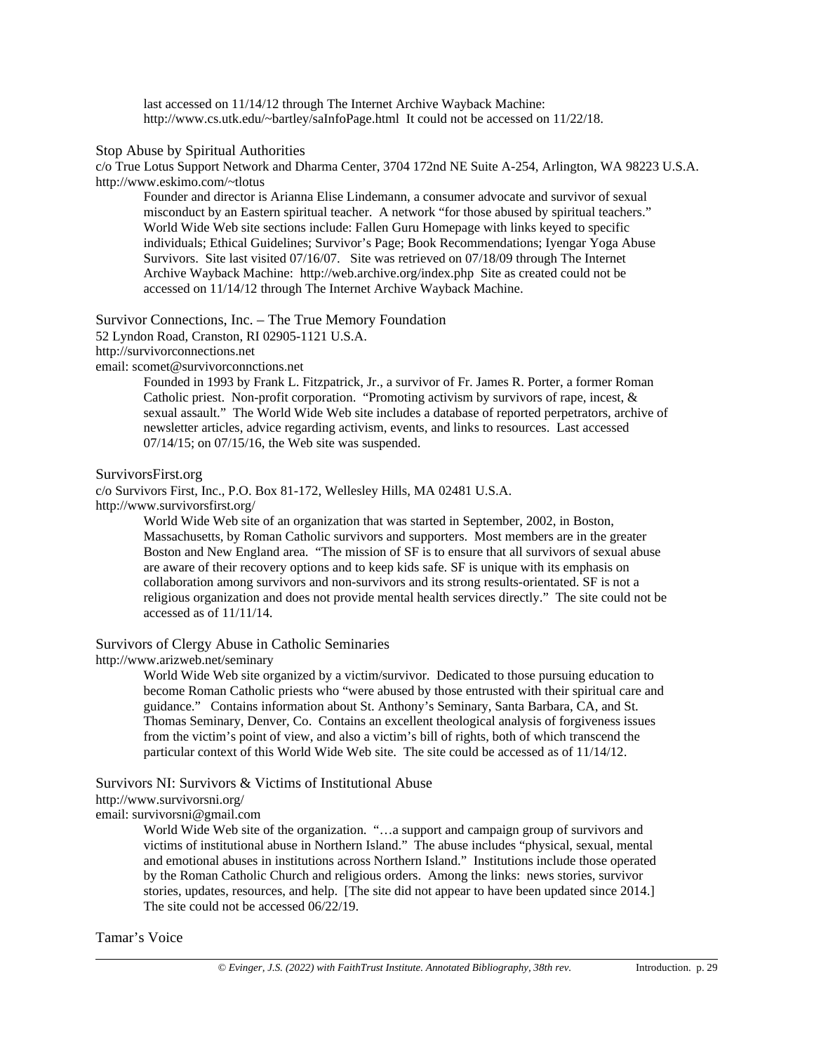last accessed on 11/14/12 through The Internet Archive Wayback Machine: http://www.cs.utk.edu/~bartley/saInfoPage.html It could not be accessed on 11/22/18.

Stop Abuse by Spiritual Authorities
c/o True Lotus Support Network and Dharma Center, 3704 172nd NE Suite A-254, Arlington, WA 98223 U.S.A.
http://www.eskimo.com/~tlotus

Founder and director is Arianna Elise Lindemann, a consumer advocate and survivor of sexual misconduct by an Eastern spiritual teacher. A network "for those abused by spiritual teachers." World Wide Web site sections include: Fallen Guru Homepage with links keyed to specific individuals; Ethical Guidelines; Survivor's Page; Book Recommendations; Iyengar Yoga Abuse Survivors. Site last visited 07/16/07. Site was retrieved on 07/18/09 through The Internet Archive Wayback Machine: http://web.archive.org/index.php Site as created could not be accessed on 11/14/12 through The Internet Archive Wayback Machine.

Survivor Connections, Inc. – The True Memory Foundation
52 Lyndon Road, Cranston, RI 02905-1121 U.S.A.
http://survivorconnections.net
email: scomet@survivorconnctions.net

Founded in 1993 by Frank L. Fitzpatrick, Jr., a survivor of Fr. James R. Porter, a former Roman Catholic priest. Non-profit corporation. "Promoting activism by survivors of rape, incest, & sexual assault." The World Wide Web site includes a database of reported perpetrators, archive of newsletter articles, advice regarding activism, events, and links to resources. Last accessed 07/14/15; on 07/15/16, the Web site was suspended.

SurvivorsFirst.org
c/o Survivors First, Inc., P.O. Box 81-172, Wellesley Hills, MA 02481 U.S.A.
http://www.survivorsfirst.org/

World Wide Web site of an organization that was started in September, 2002, in Boston, Massachusetts, by Roman Catholic survivors and supporters. Most members are in the greater Boston and New England area. "The mission of SF is to ensure that all survivors of sexual abuse are aware of their recovery options and to keep kids safe. SF is unique with its emphasis on collaboration among survivors and non-survivors and its strong results-orientated. SF is not a religious organization and does not provide mental health services directly." The site could not be accessed as of 11/11/14.

Survivors of Clergy Abuse in Catholic Seminaries
http://www.arizweb.net/seminary

World Wide Web site organized by a victim/survivor. Dedicated to those pursuing education to become Roman Catholic priests who "were abused by those entrusted with their spiritual care and guidance." Contains information about St. Anthony's Seminary, Santa Barbara, CA, and St. Thomas Seminary, Denver, Co. Contains an excellent theological analysis of forgiveness issues from the victim's point of view, and also a victim's bill of rights, both of which transcend the particular context of this World Wide Web site. The site could be accessed as of 11/14/12.

Survivors NI: Survivors & Victims of Institutional Abuse
http://www.survivorsni.org/
email: survivorsni@gmail.com

World Wide Web site of the organization. "…a support and campaign group of survivors and victims of institutional abuse in Northern Island." The abuse includes "physical, sexual, mental and emotional abuses in institutions across Northern Island." Institutions include those operated by the Roman Catholic Church and religious orders. Among the links: news stories, survivor stories, updates, resources, and help. [The site did not appear to have been updated since 2014.] The site could not be accessed 06/22/19.

Tamar's Voice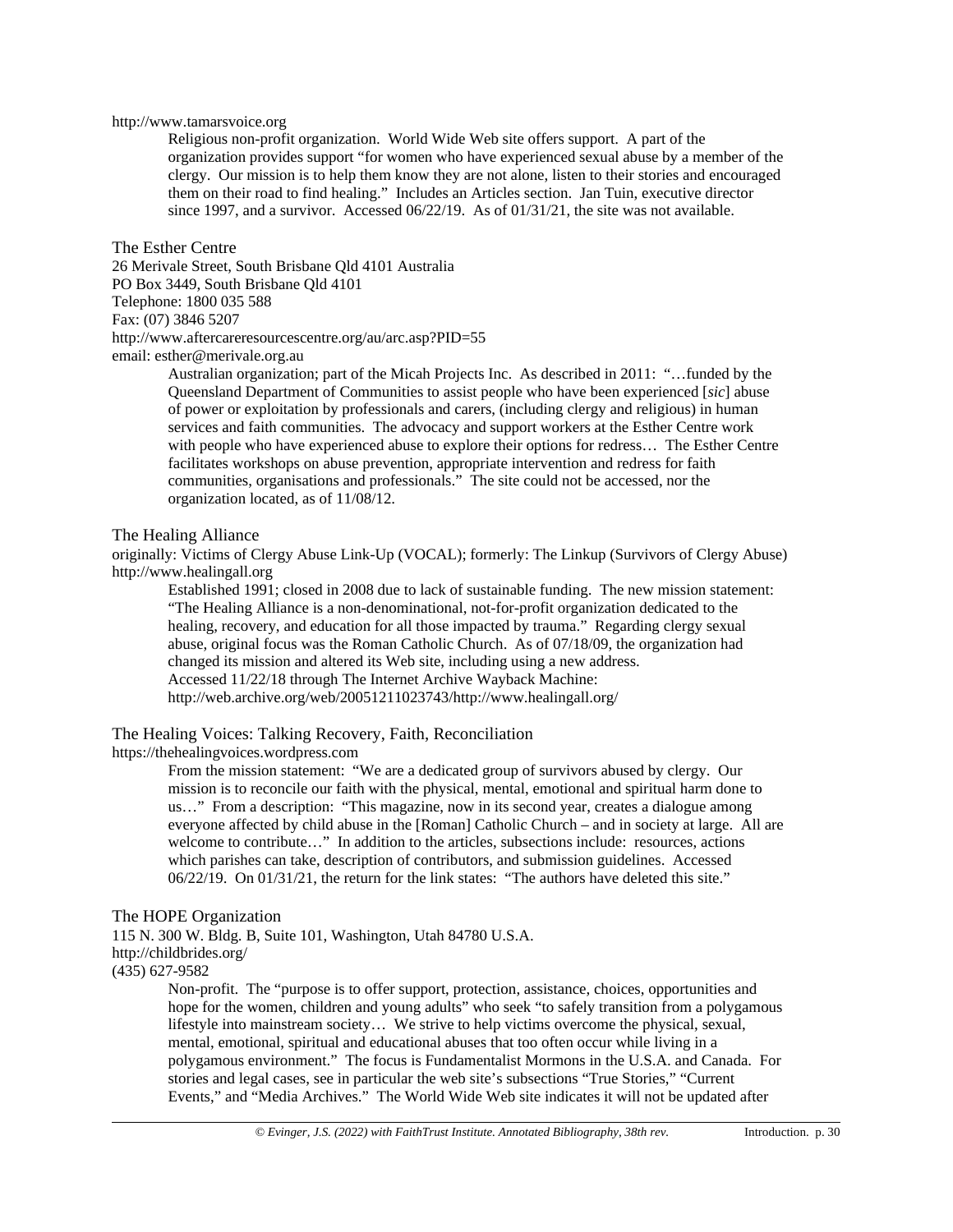http://www.tamarsvoice.org

> Religious non-profit organization. World Wide Web site offers support. A part of the organization provides support "for women who have experienced sexual abuse by a member of the clergy. Our mission is to help them know they are not alone, listen to their stories and encouraged them on their road to find healing." Includes an Articles section. Jan Tuin, executive director since 1997, and a survivor. Accessed 06/22/19. As of 01/31/21, the site was not available.

### The Esther Centre

26 Merivale Street, South Brisbane Qld 4101 Australia
PO Box 3449, South Brisbane Qld 4101
Telephone: 1800 035 588
Fax: (07) 3846 5207
http://www.aftercareresourcescentre.org/au/arc.asp?PID=55
email: esther@merivale.org.au

> Australian organization; part of the Micah Projects Inc. As described in 2011: "…funded by the Queensland Department of Communities to assist people who have been experienced [*sic*] abuse of power or exploitation by professionals and carers, (including clergy and religious) in human services and faith communities. The advocacy and support workers at the Esther Centre work with people who have experienced abuse to explore their options for redress… The Esther Centre facilitates workshops on abuse prevention, appropriate intervention and redress for faith communities, organisations and professionals." The site could not be accessed, nor the organization located, as of 11/08/12.

### The Healing Alliance

originally: Victims of Clergy Abuse Link-Up (VOCAL); formerly: The Linkup (Survivors of Clergy Abuse)
http://www.healingall.org

> Established 1991; closed in 2008 due to lack of sustainable funding. The new mission statement: "The Healing Alliance is a non-denominational, not-for-profit organization dedicated to the healing, recovery, and education for all those impacted by trauma." Regarding clergy sexual abuse, original focus was the Roman Catholic Church. As of 07/18/09, the organization had changed its mission and altered its Web site, including using a new address.
> Accessed 11/22/18 through The Internet Archive Wayback Machine:
> http://web.archive.org/web/20051211023743/http://www.healingall.org/

### The Healing Voices: Talking Recovery, Faith, Reconciliation

https://thehealingvoices.wordpress.com

> From the mission statement: "We are a dedicated group of survivors abused by clergy. Our mission is to reconcile our faith with the physical, mental, emotional and spiritual harm done to us…" From a description: "This magazine, now in its second year, creates a dialogue among everyone affected by child abuse in the [Roman] Catholic Church – and in society at large. All are welcome to contribute…" In addition to the articles, subsections include: resources, actions which parishes can take, description of contributors, and submission guidelines. Accessed 06/22/19. On 01/31/21, the return for the link states: "The authors have deleted this site."

### The HOPE Organization

115 N. 300 W. Bldg. B, Suite 101, Washington, Utah 84780 U.S.A.
http://childbrides.org/
(435) 627-9582

> Non-profit. The "purpose is to offer support, protection, assistance, choices, opportunities and hope for the women, children and young adults" who seek "to safely transition from a polygamous lifestyle into mainstream society… We strive to help victims overcome the physical, sexual, mental, emotional, spiritual and educational abuses that too often occur while living in a polygamous environment." The focus is Fundamentalist Mormons in the U.S.A. and Canada. For stories and legal cases, see in particular the web site's subsections "True Stories," "Current Events," and "Media Archives." The World Wide Web site indicates it will not be updated after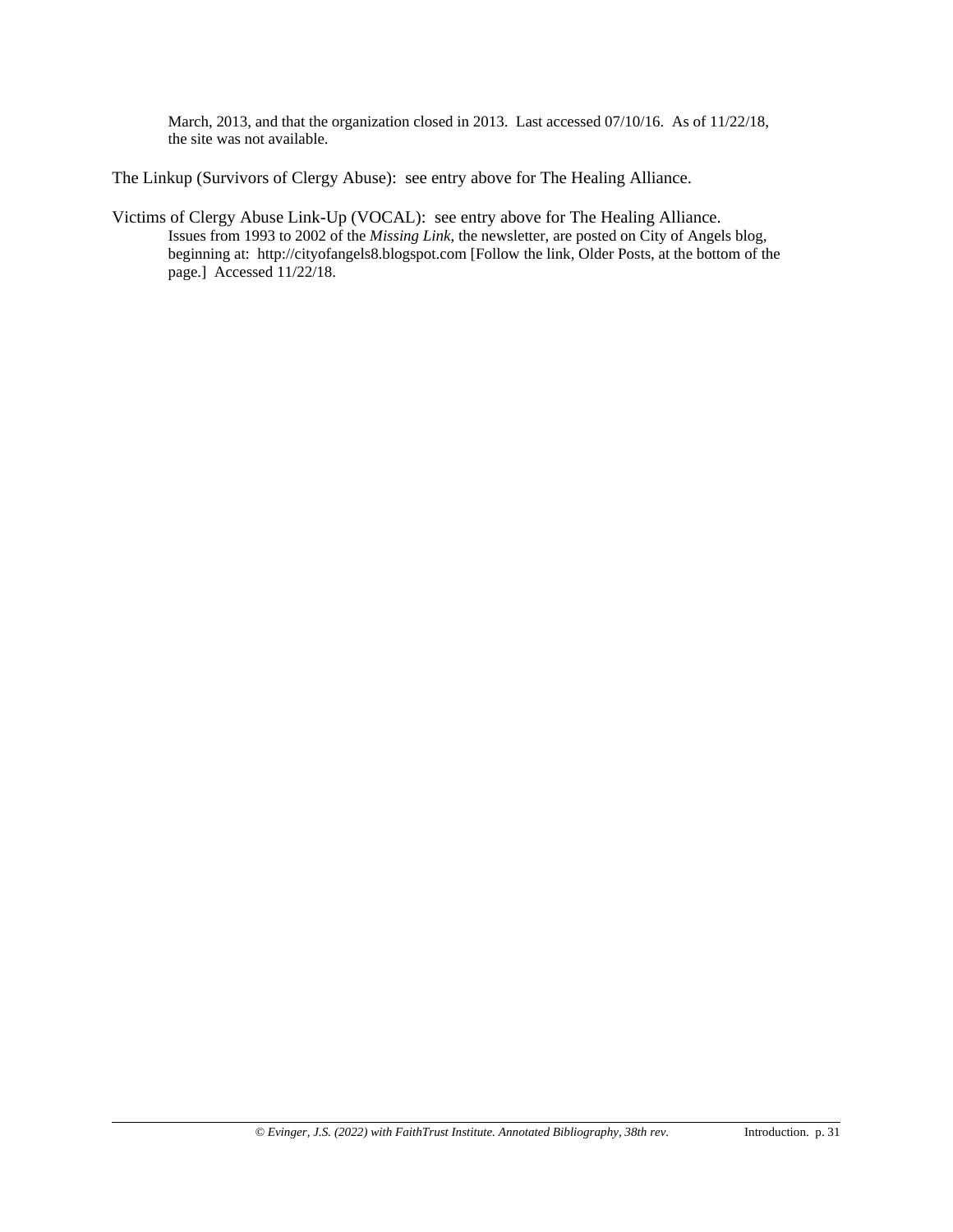March, 2013, and that the organization closed in 2013. Last accessed 07/10/16. As of 11/22/18, the site was not available.

The Linkup (Survivors of Clergy Abuse): see entry above for The Healing Alliance.

Victims of Clergy Abuse Link-Up (VOCAL): see entry above for The Healing Alliance.

Issues from 1993 to 2002 of the *Missing Link*, the newsletter, are posted on City of Angels blog, beginning at: http://cityofangels8.blogspot.com [Follow the link, Older Posts, at the bottom of the page.] Accessed 11/22/18.